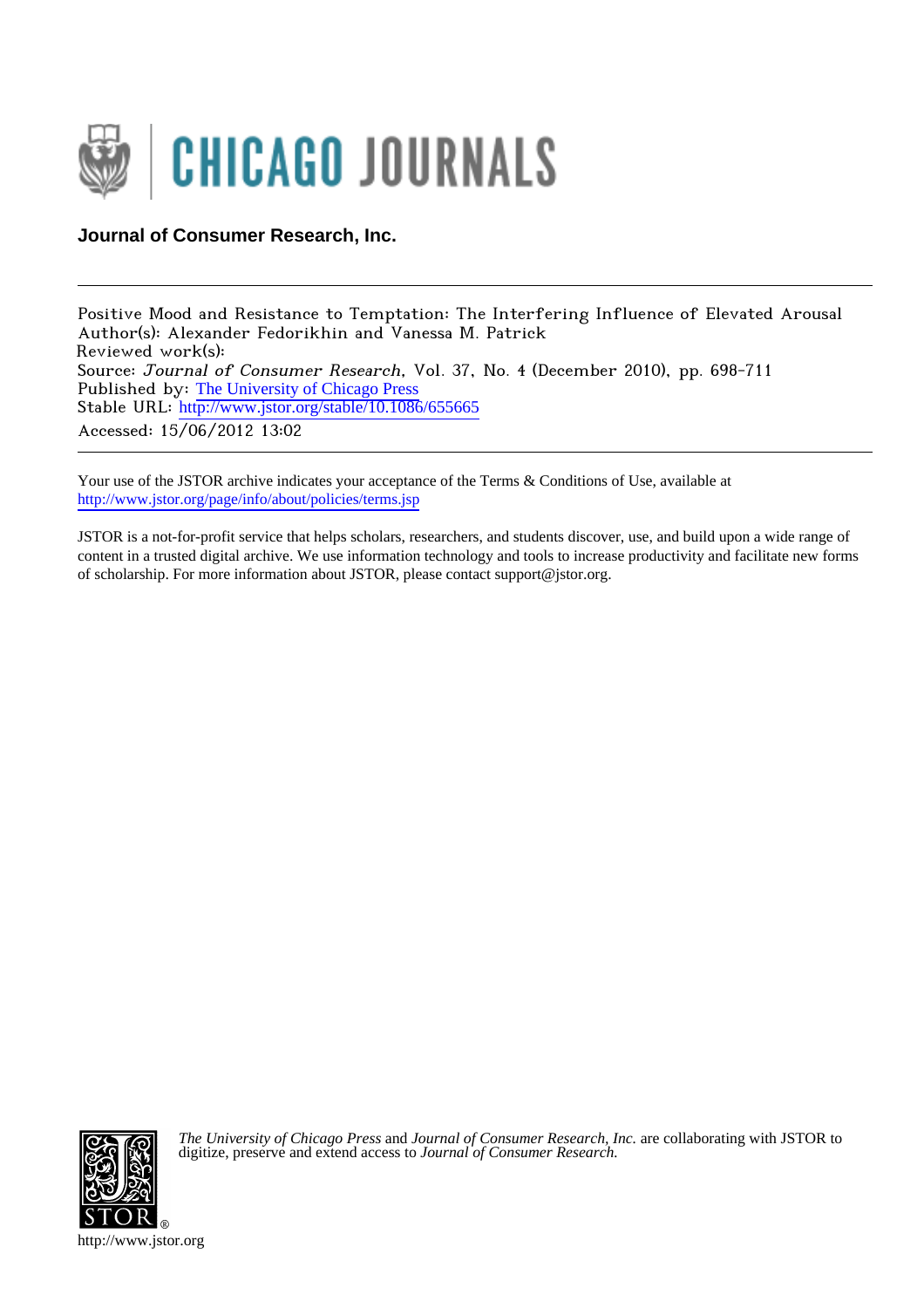Journal of Consumer Research, Inc.

Positive Mood and Resistance to Temptation: The Interfering Influence of Elevated Arousal
Author(s): Alexander Fedorikhin and Vanessa M. Patrick
Reviewed work(s):
Source: *Journal of Consumer Research*, Vol. 37, No. 4 (December 2010), pp. 698-711
Published by: The University of Chicago Press
Stable URL: http://www.jstor.org/stable/10.1086/655665
Accessed: 15/06/2012 13:02

Your use of the JSTOR archive indicates your acceptance of the Terms & Conditions of Use, available at
http://www.jstor.org/page/info/about/policies/terms.jsp

JSTOR is a not-for-profit service that helps scholars, researchers, and students discover, use, and build upon a wide range of content in a trusted digital archive. We use information technology and tools to increase productivity and facilitate new forms of scholarship. For more information about JSTOR, please contact support@jstor.org.

*The University of Chicago Press* and *Journal of Consumer Research, Inc.* are collaborating with JSTOR to digitize, preserve and extend access to *Journal of Consumer Research.*

http://www.jstor.org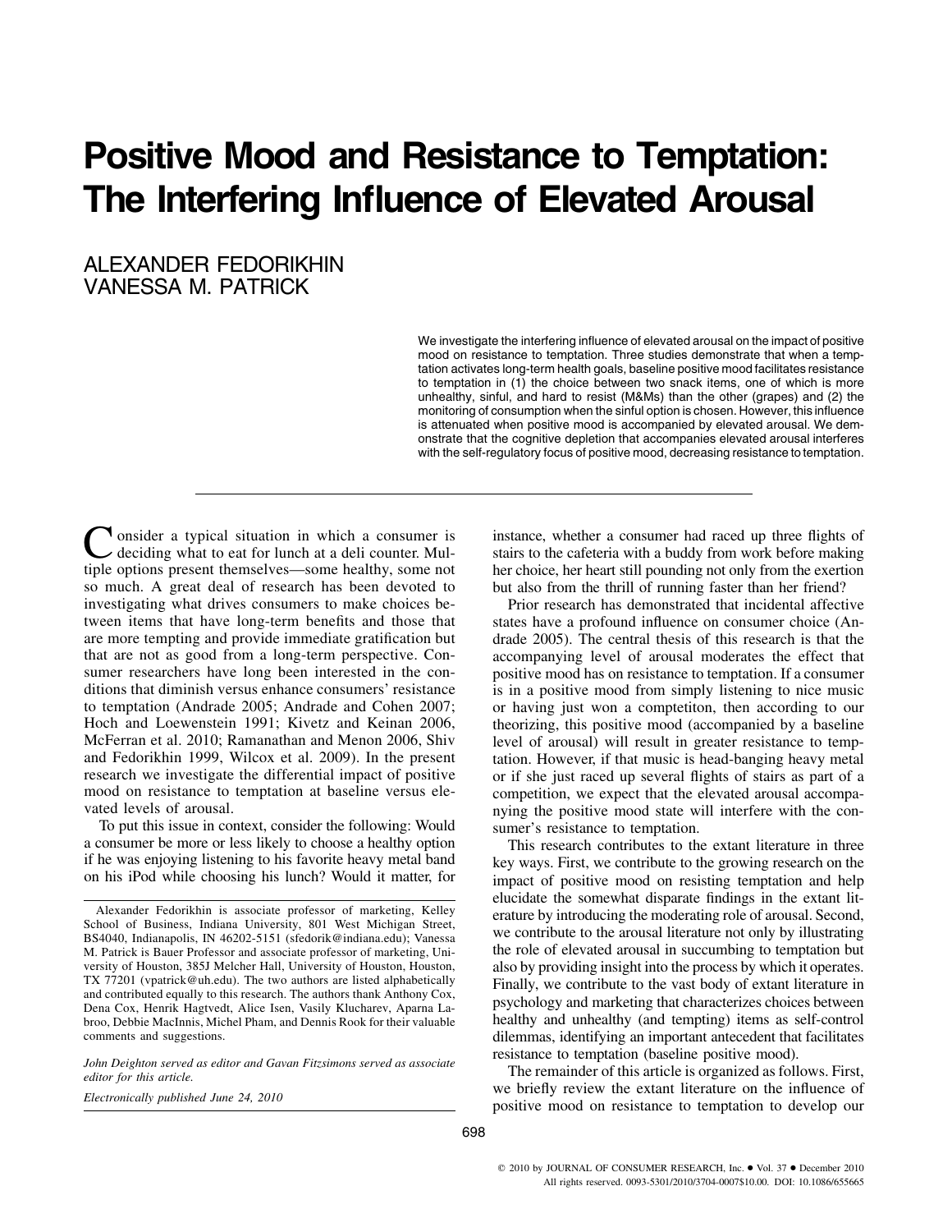# Positive Mood and Resistance to Temptation: The Interfering Influence of Elevated Arousal

ALEXANDER FEDORIKHIN
VANESSA M. PATRICK

We investigate the interfering influence of elevated arousal on the impact of positive mood on resistance to temptation. Three studies demonstrate that when a temptation activates long-term health goals, baseline positive mood facilitates resistance to temptation in (1) the choice between two snack items, one of which is more unhealthy, sinful, and hard to resist (M&Ms) than the other (grapes) and (2) the monitoring of consumption when the sinful option is chosen. However, this influence is attenuated when positive mood is accompanied by elevated arousal. We demonstrate that the cognitive depletion that accompanies elevated arousal interferes with the self-regulatory focus of positive mood, decreasing resistance to temptation.

Consider a typical situation in which a consumer is deciding what to eat for lunch at a deli counter. Multiple options present themselves—some healthy, some not so much. A great deal of research has been devoted to investigating what drives consumers to make choices between items that have long-term benefits and those that are more tempting and provide immediate gratification but that are not as good from a long-term perspective. Consumer researchers have long been interested in the conditions that diminish versus enhance consumers' resistance to temptation (Andrade 2005; Andrade and Cohen 2007; Hoch and Loewenstein 1991; Kivetz and Keinan 2006, McFerran et al. 2010; Ramanathan and Menon 2006, Shiv and Fedorikhin 1999, Wilcox et al. 2009). In the present research we investigate the differential impact of positive mood on resistance to temptation at baseline versus elevated levels of arousal.

To put this issue in context, consider the following: Would a consumer be more or less likely to choose a healthy option if he was enjoying listening to his favorite heavy metal band on his iPod while choosing his lunch? Would it matter, for instance, whether a consumer had raced up three flights of stairs to the cafeteria with a buddy from work before making her choice, her heart still pounding not only from the exertion but also from the thrill of running faster than her friend?

Prior research has demonstrated that incidental affective states have a profound influence on consumer choice (Andrade 2005). The central thesis of this research is that the accompanying level of arousal moderates the effect that positive mood has on resistance to temptation. If a consumer is in a positive mood from simply listening to nice music or having just won a comptetiton, then according to our theorizing, this positive mood (accompanied by a baseline level of arousal) will result in greater resistance to temptation. However, if that music is head-banging heavy metal or if she just raced up several flights of stairs as part of a competition, we expect that the elevated arousal accompanying the positive mood state will interfere with the consumer's resistance to temptation.

This research contributes to the extant literature in three key ways. First, we contribute to the growing research on the impact of positive mood on resisting temptation and help elucidate the somewhat disparate findings in the extant literature by introducing the moderating role of arousal. Second, we contribute to the arousal literature not only by illustrating the role of elevated arousal in succumbing to temptation but also by providing insight into the process by which it operates. Finally, we contribute to the vast body of extant literature in psychology and marketing that characterizes choices between healthy and unhealthy (and tempting) items as self-control dilemmas, identifying an important antecedent that facilitates resistance to temptation (baseline positive mood).

The remainder of this article is organized as follows. First, we briefly review the extant literature on the influence of positive mood on resistance to temptation to develop our

Alexander Fedorikhin is associate professor of marketing, Kelley School of Business, Indiana University, 801 West Michigan Street, BS4040, Indianapolis, IN 46202-5151 (sfedorik@indiana.edu); Vanessa M. Patrick is Bauer Professor and associate professor of marketing, University of Houston, 385J Melcher Hall, University of Houston, Houston, TX 77201 (vpatrick@uh.edu). The two authors are listed alphabetically and contributed equally to this research. The authors thank Anthony Cox, Dena Cox, Henrik Hagtvedt, Alice Isen, Vasily Klucharev, Aparna Labroo, Debbie MacInnis, Michel Pham, and Dennis Rook for their valuable comments and suggestions.

*John Deighton served as editor and Gavan Fitzsimons served as associate editor for this article.*

*Electronically published June 24, 2010*

© 2010 by JOURNAL OF CONSUMER RESEARCH, Inc. • Vol. 37 • December 2010
All rights reserved. 0093-5301/2010/3704-0007$10.00. DOI: 10.1086/655665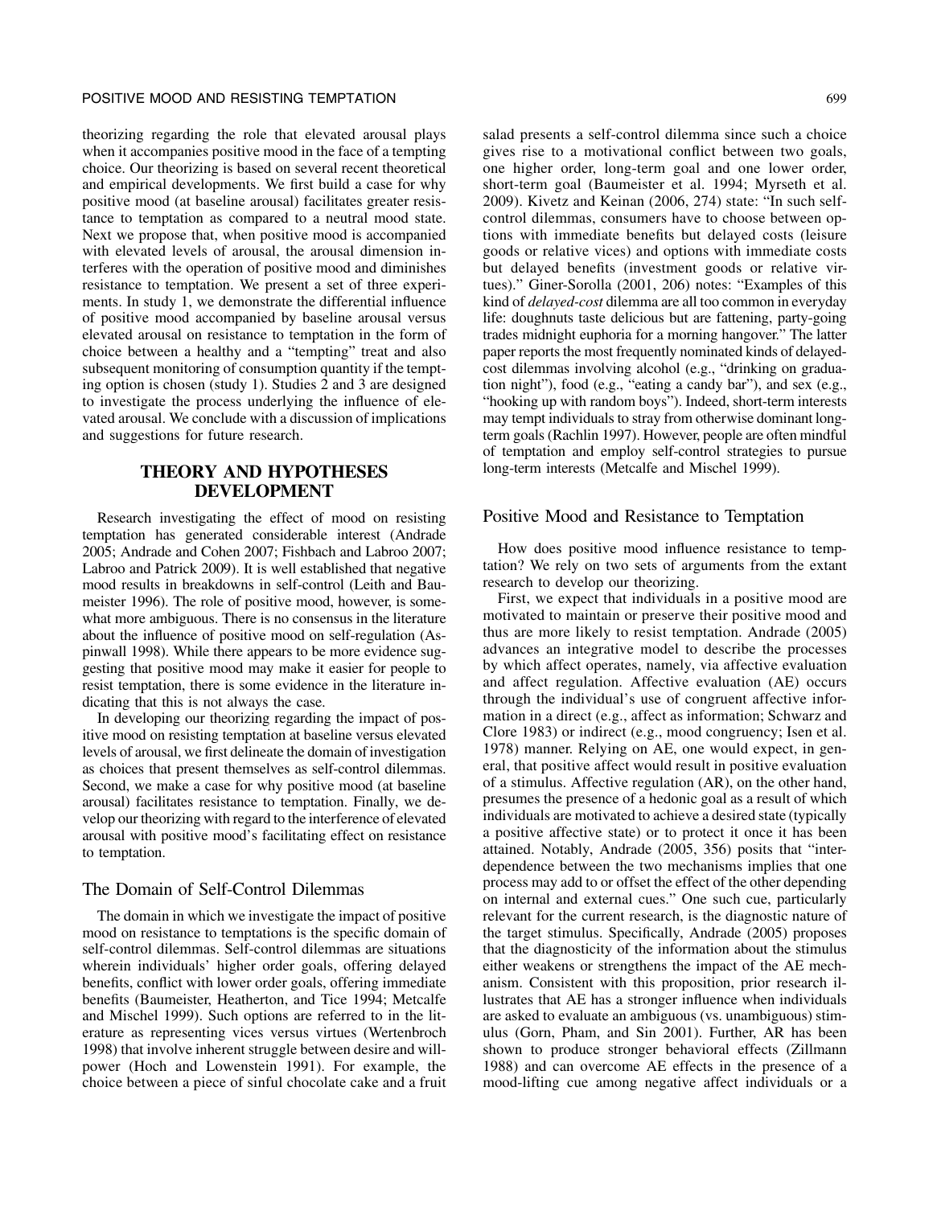theorizing regarding the role that elevated arousal plays when it accompanies positive mood in the face of a tempting choice. Our theorizing is based on several recent theoretical and empirical developments. We first build a case for why positive mood (at baseline arousal) facilitates greater resistance to temptation as compared to a neutral mood state. Next we propose that, when positive mood is accompanied with elevated levels of arousal, the arousal dimension interferes with the operation of positive mood and diminishes resistance to temptation. We present a set of three experiments. In study 1, we demonstrate the differential influence of positive mood accompanied by baseline arousal versus elevated arousal on resistance to temptation in the form of choice between a healthy and a "tempting" treat and also subsequent monitoring of consumption quantity if the tempting option is chosen (study 1). Studies 2 and 3 are designed to investigate the process underlying the influence of elevated arousal. We conclude with a discussion of implications and suggestions for future research.

## THEORY AND HYPOTHESES DEVELOPMENT

Research investigating the effect of mood on resisting temptation has generated considerable interest (Andrade 2005; Andrade and Cohen 2007; Fishbach and Labroo 2007; Labroo and Patrick 2009). It is well established that negative mood results in breakdowns in self-control (Leith and Baumeister 1996). The role of positive mood, however, is somewhat more ambiguous. There is no consensus in the literature about the influence of positive mood on self-regulation (Aspinwall 1998). While there appears to be more evidence suggesting that positive mood may make it easier for people to resist temptation, there is some evidence in the literature indicating that this is not always the case.

In developing our theorizing regarding the impact of positive mood on resisting temptation at baseline versus elevated levels of arousal, we first delineate the domain of investigation as choices that present themselves as self-control dilemmas. Second, we make a case for why positive mood (at baseline arousal) facilitates resistance to temptation. Finally, we develop our theorizing with regard to the interference of elevated arousal with positive mood's facilitating effect on resistance to temptation.

### The Domain of Self-Control Dilemmas

The domain in which we investigate the impact of positive mood on resistance to temptations is the specific domain of self-control dilemmas. Self-control dilemmas are situations wherein individuals' higher order goals, offering delayed benefits, conflict with lower order goals, offering immediate benefits (Baumeister, Heatherton, and Tice 1994; Metcalfe and Mischel 1999). Such options are referred to in the literature as representing vices versus virtues (Wertenbroch 1998) that involve inherent struggle between desire and willpower (Hoch and Lowenstein 1991). For example, the choice between a piece of sinful chocolate cake and a fruit salad presents a self-control dilemma since such a choice gives rise to a motivational conflict between two goals, one higher order, long-term goal and one lower order, short-term goal (Baumeister et al. 1994; Myrseth et al. 2009). Kivetz and Keinan (2006, 274) state: "In such self-control dilemmas, consumers have to choose between options with immediate benefits but delayed costs (leisure goods or relative vices) and options with immediate costs but delayed benefits (investment goods or relative virtues)." Giner-Sorolla (2001, 206) notes: "Examples of this kind of *delayed-cost* dilemma are all too common in everyday life: doughnuts taste delicious but are fattening, party-going trades midnight euphoria for a morning hangover." The latter paper reports the most frequently nominated kinds of delayed-cost dilemmas involving alcohol (e.g., "drinking on graduation night"), food (e.g., "eating a candy bar"), and sex (e.g., "hooking up with random boys"). Indeed, short-term interests may tempt individuals to stray from otherwise dominant long-term goals (Rachlin 1997). However, people are often mindful of temptation and employ self-control strategies to pursue long-term interests (Metcalfe and Mischel 1999).

### Positive Mood and Resistance to Temptation

How does positive mood influence resistance to temptation? We rely on two sets of arguments from the extant research to develop our theorizing.

First, we expect that individuals in a positive mood are motivated to maintain or preserve their positive mood and thus are more likely to resist temptation. Andrade (2005) advances an integrative model to describe the processes by which affect operates, namely, via affective evaluation and affect regulation. Affective evaluation (AE) occurs through the individual's use of congruent affective information in a direct (e.g., affect as information; Schwarz and Clore 1983) or indirect (e.g., mood congruency; Isen et al. 1978) manner. Relying on AE, one would expect, in general, that positive affect would result in positive evaluation of a stimulus. Affective regulation (AR), on the other hand, presumes the presence of a hedonic goal as a result of which individuals are motivated to achieve a desired state (typically a positive affective state) or to protect it once it has been attained. Notably, Andrade (2005, 356) posits that "interdependence between the two mechanisms implies that one process may add to or offset the effect of the other depending on internal and external cues." One such cue, particularly relevant for the current research, is the diagnostic nature of the target stimulus. Specifically, Andrade (2005) proposes that the diagnosticity of the information about the stimulus either weakens or strengthens the impact of the AE mechanism. Consistent with this proposition, prior research illustrates that AE has a stronger influence when individuals are asked to evaluate an ambiguous (vs. unambiguous) stimulus (Gorn, Pham, and Sin 2001). Further, AR has been shown to produce stronger behavioral effects (Zillmann 1988) and can overcome AE effects in the presence of a mood-lifting cue among negative affect individuals or a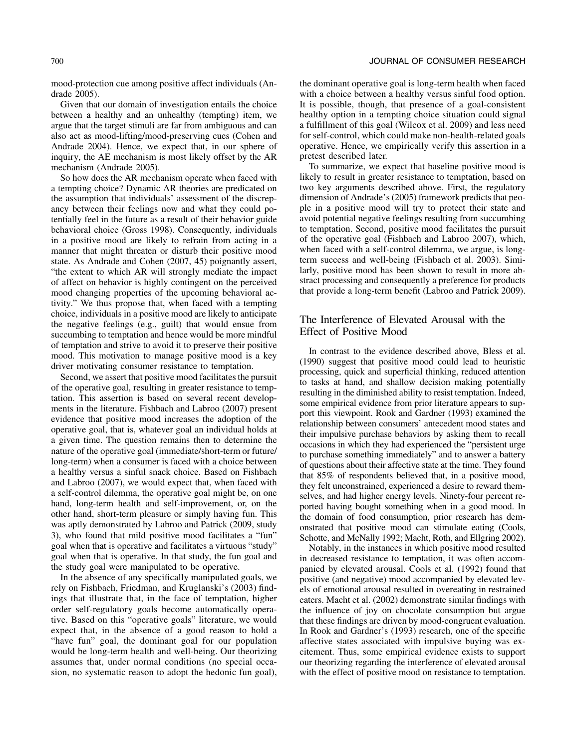mood-protection cue among positive affect individuals (Andrade 2005).

Given that our domain of investigation entails the choice between a healthy and an unhealthy (tempting) item, we argue that the target stimuli are far from ambiguous and can also act as mood-lifting/mood-preserving cues (Cohen and Andrade 2004). Hence, we expect that, in our sphere of inquiry, the AE mechanism is most likely offset by the AR mechanism (Andrade 2005).

So how does the AR mechanism operate when faced with a tempting choice? Dynamic AR theories are predicated on the assumption that individuals' assessment of the discrepancy between their feelings now and what they could potentially feel in the future as a result of their behavior guide behavioral choice (Gross 1998). Consequently, individuals in a positive mood are likely to refrain from acting in a manner that might threaten or disturb their positive mood state. As Andrade and Cohen (2007, 45) poignantly assert, "the extent to which AR will strongly mediate the impact of affect on behavior is highly contingent on the perceived mood changing properties of the upcoming behavioral activity." We thus propose that, when faced with a tempting choice, individuals in a positive mood are likely to anticipate the negative feelings (e.g., guilt) that would ensue from succumbing to temptation and hence would be more mindful of temptation and strive to avoid it to preserve their positive mood. This motivation to manage positive mood is a key driver motivating consumer resistance to temptation.

Second, we assert that positive mood facilitates the pursuit of the operative goal, resulting in greater resistance to temptation. This assertion is based on several recent developments in the literature. Fishbach and Labroo (2007) present evidence that positive mood increases the adoption of the operative goal, that is, whatever goal an individual holds at a given time. The question remains then to determine the nature of the operative goal (immediate/short-term or future/long-term) when a consumer is faced with a choice between a healthy versus a sinful snack choice. Based on Fishbach and Labroo (2007), we would expect that, when faced with a self-control dilemma, the operative goal might be, on one hand, long-term health and self-improvement, or, on the other hand, short-term pleasure or simply having fun. This was aptly demonstrated by Labroo and Patrick (2009, study 3), who found that mild positive mood facilitates a "fun" goal when that is operative and facilitates a virtuous "study" goal when that is operative. In that study, the fun goal and the study goal were manipulated to be operative.

In the absence of any specifically manipulated goals, we rely on Fishbach, Friedman, and Kruglanski's (2003) findings that illustrate that, in the face of temptation, higher order self-regulatory goals become automatically operative. Based on this "operative goals" literature, we would expect that, in the absence of a good reason to hold a "have fun" goal, the dominant goal for our population would be long-term health and well-being. Our theorizing assumes that, under normal conditions (no special occasion, no systematic reason to adopt the hedonic fun goal), the dominant operative goal is long-term health when faced with a choice between a healthy versus sinful food option. It is possible, though, that presence of a goal-consistent healthy option in a tempting choice situation could signal a fulfillment of this goal (Wilcox et al. 2009) and less need for self-control, which could make non-health-related goals operative. Hence, we empirically verify this assertion in a pretest described later.

To summarize, we expect that baseline positive mood is likely to result in greater resistance to temptation, based on two key arguments described above. First, the regulatory dimension of Andrade's (2005) framework predicts that people in a positive mood will try to protect their state and avoid potential negative feelings resulting from succumbing to temptation. Second, positive mood facilitates the pursuit of the operative goal (Fishbach and Labroo 2007), which, when faced with a self-control dilemma, we argue, is long-term success and well-being (Fishbach et al. 2003). Similarly, positive mood has been shown to result in more abstract processing and consequently a preference for products that provide a long-term benefit (Labroo and Patrick 2009).

## The Interference of Elevated Arousal with the Effect of Positive Mood

In contrast to the evidence described above, Bless et al. (1990) suggest that positive mood could lead to heuristic processing, quick and superficial thinking, reduced attention to tasks at hand, and shallow decision making potentially resulting in the diminished ability to resist temptation. Indeed, some empirical evidence from prior literature appears to support this viewpoint. Rook and Gardner (1993) examined the relationship between consumers' antecedent mood states and their impulsive purchase behaviors by asking them to recall occasions in which they had experienced the "persistent urge to purchase something immediately" and to answer a battery of questions about their affective state at the time. They found that 85% of respondents believed that, in a positive mood, they felt unconstrained, experienced a desire to reward themselves, and had higher energy levels. Ninety-four percent reported having bought something when in a good mood. In the domain of food consumption, prior research has demonstrated that positive mood can stimulate eating (Cools, Schotte, and McNally 1992; Macht, Roth, and Ellgring 2002).

Notably, in the instances in which positive mood resulted in decreased resistance to temptation, it was often accompanied by elevated arousal. Cools et al. (1992) found that positive (and negative) mood accompanied by elevated levels of emotional arousal resulted in overeating in restrained eaters. Macht et al. (2002) demonstrate similar findings with the influence of joy on chocolate consumption but argue that these findings are driven by mood-congruent evaluation. In Rook and Gardner's (1993) research, one of the specific affective states associated with impulsive buying was excitement. Thus, some empirical evidence exists to support our theorizing regarding the interference of elevated arousal with the effect of positive mood on resistance to temptation.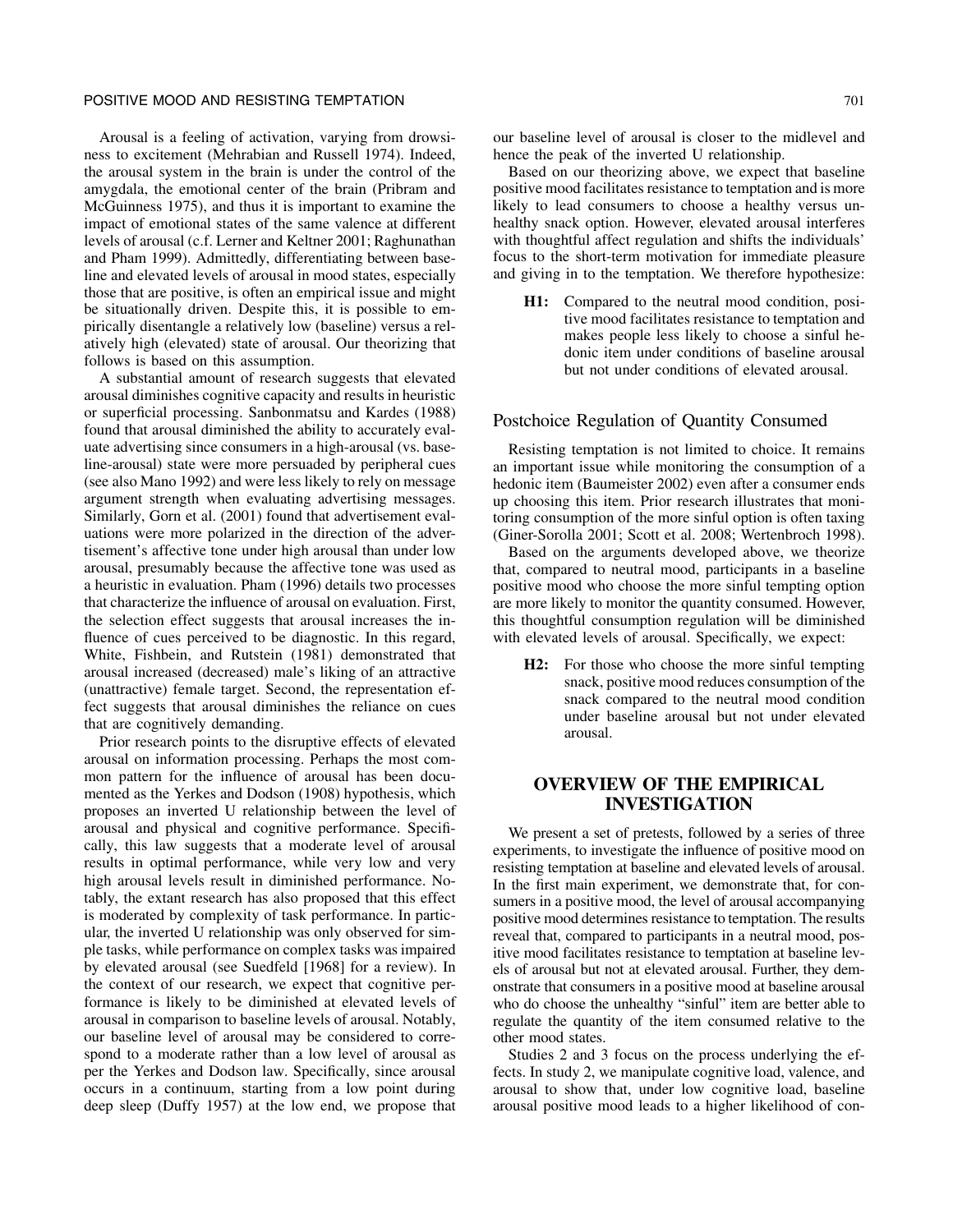Arousal is a feeling of activation, varying from drowsiness to excitement (Mehrabian and Russell 1974). Indeed, the arousal system in the brain is under the control of the amygdala, the emotional center of the brain (Pribram and McGuinness 1975), and thus it is important to examine the impact of emotional states of the same valence at different levels of arousal (c.f. Lerner and Keltner 2001; Raghunathan and Pham 1999). Admittedly, differentiating between baseline and elevated levels of arousal in mood states, especially those that are positive, is often an empirical issue and might be situationally driven. Despite this, it is possible to empirically disentangle a relatively low (baseline) versus a relatively high (elevated) state of arousal. Our theorizing that follows is based on this assumption.

A substantial amount of research suggests that elevated arousal diminishes cognitive capacity and results in heuristic or superficial processing. Sanbonmatsu and Kardes (1988) found that arousal diminished the ability to accurately evaluate advertising since consumers in a high-arousal (vs. baseline-arousal) state were more persuaded by peripheral cues (see also Mano 1992) and were less likely to rely on message argument strength when evaluating advertising messages. Similarly, Gorn et al. (2001) found that advertisement evaluations were more polarized in the direction of the advertisement's affective tone under high arousal than under low arousal, presumably because the affective tone was used as a heuristic in evaluation. Pham (1996) details two processes that characterize the influence of arousal on evaluation. First, the selection effect suggests that arousal increases the influence of cues perceived to be diagnostic. In this regard, White, Fishbein, and Rutstein (1981) demonstrated that arousal increased (decreased) male's liking of an attractive (unattractive) female target. Second, the representation effect suggests that arousal diminishes the reliance on cues that are cognitively demanding.

Prior research points to the disruptive effects of elevated arousal on information processing. Perhaps the most common pattern for the influence of arousal has been documented as the Yerkes and Dodson (1908) hypothesis, which proposes an inverted U relationship between the level of arousal and physical and cognitive performance. Specifically, this law suggests that a moderate level of arousal results in optimal performance, while very low and very high arousal levels result in diminished performance. Notably, the extant research has also proposed that this effect is moderated by complexity of task performance. In particular, the inverted U relationship was only observed for simple tasks, while performance on complex tasks was impaired by elevated arousal (see Suedfeld [1968] for a review). In the context of our research, we expect that cognitive performance is likely to be diminished at elevated levels of arousal in comparison to baseline levels of arousal. Notably, our baseline level of arousal may be considered to correspond to a moderate rather than a low level of arousal as per the Yerkes and Dodson law. Specifically, since arousal occurs in a continuum, starting from a low point during deep sleep (Duffy 1957) at the low end, we propose that our baseline level of arousal is closer to the midlevel and hence the peak of the inverted U relationship.

Based on our theorizing above, we expect that baseline positive mood facilitates resistance to temptation and is more likely to lead consumers to choose a healthy versus unhealthy snack option. However, elevated arousal interferes with thoughtful affect regulation and shifts the individuals' focus to the short-term motivation for immediate pleasure and giving in to the temptation. We therefore hypothesize:

> **H1:** Compared to the neutral mood condition, positive mood facilitates resistance to temptation and makes people less likely to choose a sinful hedonic item under conditions of baseline arousal but not under conditions of elevated arousal.

## Postchoice Regulation of Quantity Consumed

Resisting temptation is not limited to choice. It remains an important issue while monitoring the consumption of a hedonic item (Baumeister 2002) even after a consumer ends up choosing this item. Prior research illustrates that monitoring consumption of the more sinful option is often taxing (Giner-Sorolla 2001; Scott et al. 2008; Wertenbroch 1998).

Based on the arguments developed above, we theorize that, compared to neutral mood, participants in a baseline positive mood who choose the more sinful tempting option are more likely to monitor the quantity consumed. However, this thoughtful consumption regulation will be diminished with elevated levels of arousal. Specifically, we expect:

> **H2:** For those who choose the more sinful tempting snack, positive mood reduces consumption of the snack compared to the neutral mood condition under baseline arousal but not under elevated arousal.

# OVERVIEW OF THE EMPIRICAL INVESTIGATION

We present a set of pretests, followed by a series of three experiments, to investigate the influence of positive mood on resisting temptation at baseline and elevated levels of arousal. In the first main experiment, we demonstrate that, for consumers in a positive mood, the level of arousal accompanying positive mood determines resistance to temptation. The results reveal that, compared to participants in a neutral mood, positive mood facilitates resistance to temptation at baseline levels of arousal but not at elevated arousal. Further, they demonstrate that consumers in a positive mood at baseline arousal who do choose the unhealthy "sinful" item are better able to regulate the quantity of the item consumed relative to the other mood states.

Studies 2 and 3 focus on the process underlying the effects. In study 2, we manipulate cognitive load, valence, and arousal to show that, under low cognitive load, baseline arousal positive mood leads to a higher likelihood of con-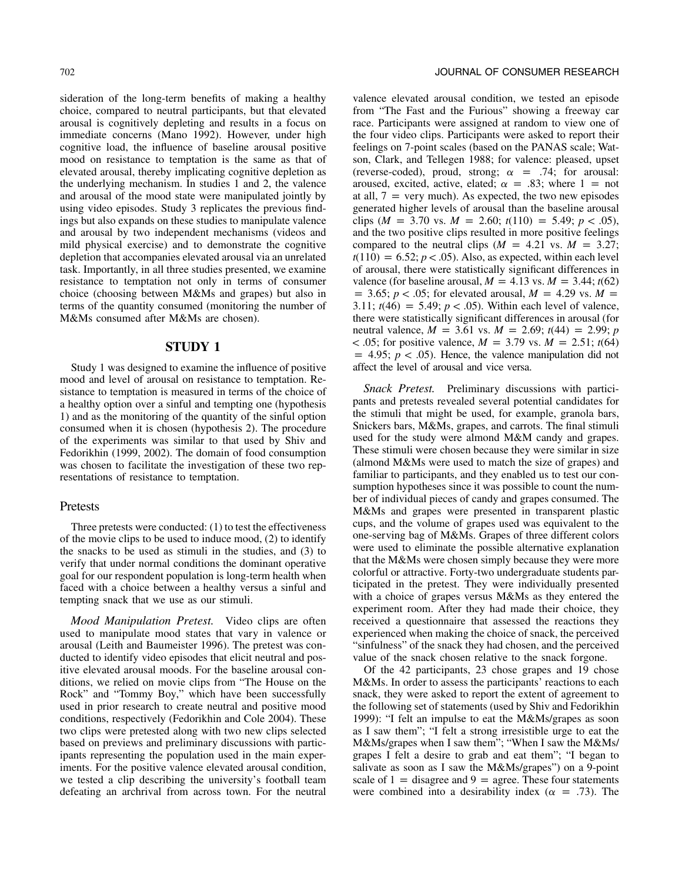sideration of the long-term benefits of making a healthy choice, compared to neutral participants, but that elevated arousal is cognitively depleting and results in a focus on immediate concerns (Mano 1992). However, under high cognitive load, the influence of baseline arousal positive mood on resistance to temptation is the same as that of elevated arousal, thereby implicating cognitive depletion as the underlying mechanism. In studies 1 and 2, the valence and arousal of the mood state were manipulated jointly by using video episodes. Study 3 replicates the previous findings but also expands on these studies to manipulate valence and arousal by two independent mechanisms (videos and mild physical exercise) and to demonstrate the cognitive depletion that accompanies elevated arousal via an unrelated task. Importantly, in all three studies presented, we examine resistance to temptation not only in terms of consumer choice (choosing between M&Ms and grapes) but also in terms of the quantity consumed (monitoring the number of M&Ms consumed after M&Ms are chosen).

## STUDY 1

Study 1 was designed to examine the influence of positive mood and level of arousal on resistance to temptation. Resistance to temptation is measured in terms of the choice of a healthy option over a sinful and tempting one (hypothesis 1) and as the monitoring of the quantity of the sinful option consumed when it is chosen (hypothesis 2). The procedure of the experiments was similar to that used by Shiv and Fedorikhin (1999, 2002). The domain of food consumption was chosen to facilitate the investigation of these two representations of resistance to temptation.

### Pretests

Three pretests were conducted: (1) to test the effectiveness of the movie clips to be used to induce mood, (2) to identify the snacks to be used as stimuli in the studies, and (3) to verify that under normal conditions the dominant operative goal for our respondent population is long-term health when faced with a choice between a healthy versus a sinful and tempting snack that we use as our stimuli.

*Mood Manipulation Pretest.* Video clips are often used to manipulate mood states that vary in valence or arousal (Leith and Baumeister 1996). The pretest was conducted to identify video episodes that elicit neutral and positive elevated arousal moods. For the baseline arousal conditions, we relied on movie clips from "The House on the Rock" and "Tommy Boy," which have been successfully used in prior research to create neutral and positive mood conditions, respectively (Fedorikhin and Cole 2004). These two clips were pretested along with two new clips selected based on previews and preliminary discussions with participants representing the population used in the main experiments. For the positive valence elevated arousal condition, we tested a clip describing the university's football team defeating an archrival from across town. For the neutral valence elevated arousal condition, we tested an episode from "The Fast and the Furious" showing a freeway car race. Participants were assigned at random to view one of the four video clips. Participants were asked to report their feelings on 7-point scales (based on the PANAS scale; Watson, Clark, and Tellegen 1988; for valence: pleased, upset (reverse-coded), proud, strong; $\alpha = .74$; for arousal: aroused, excited, active, elated; $\alpha = .83$; where 1 = not at all, 7 = very much). As expected, the two new episodes generated higher levels of arousal than the baseline arousal clips ($M = 3.70$ vs. $M = 2.60$; $t(110) = 5.49$; $p < .05$), and the two positive clips resulted in more positive feelings compared to the neutral clips ($M = 4.21$ vs. $M = 3.27$; $t(110) = 6.52$; $p < .05$). Also, as expected, within each level of arousal, there were statistically significant differences in valence (for baseline arousal, $M = 4.13$ vs. $M = 3.44$; $t(62) = 3.65$; $p < .05$; for elevated arousal, $M = 4.29$ vs. $M = 3.11$; $t(46) = 5.49$; $p < .05$). Within each level of valence, there were statistically significant differences in arousal (for neutral valence, $M = 3.61$ vs. $M = 2.69$; $t(44) = 2.99$; $p < .05$; for positive valence, $M = 3.79$ vs. $M = 2.51$; $t(64) = 4.95$; $p < .05$). Hence, the valence manipulation did not affect the level of arousal and vice versa.

*Snack Pretest.* Preliminary discussions with participants and pretests revealed several potential candidates for the stimuli that might be used, for example, granola bars, Snickers bars, M&Ms, grapes, and carrots. The final stimuli used for the study were almond M&M candy and grapes. These stimuli were chosen because they were similar in size (almond M&Ms were used to match the size of grapes) and familiar to participants, and they enabled us to test our consumption hypotheses since it was possible to count the number of individual pieces of candy and grapes consumed. The M&Ms and grapes were presented in transparent plastic cups, and the volume of grapes used was equivalent to the one-serving bag of M&Ms. Grapes of three different colors were used to eliminate the possible alternative explanation that the M&Ms were chosen simply because they were more colorful or attractive. Forty-two undergraduate students participated in the pretest. They were individually presented with a choice of grapes versus M&Ms as they entered the experiment room. After they had made their choice, they received a questionnaire that assessed the reactions they experienced when making the choice of snack, the perceived "sinfulness" of the snack they had chosen, and the perceived value of the snack chosen relative to the snack forgone.

Of the 42 participants, 23 chose grapes and 19 chose M&Ms. In order to assess the participants' reactions to each snack, they were asked to report the extent of agreement to the following set of statements (used by Shiv and Fedorikhin 1999): "I felt an impulse to eat the M&Ms/grapes as soon as I saw them"; "I felt a strong irresistible urge to eat the M&Ms/grapes when I saw them"; "When I saw the M&Ms/grapes I felt a desire to grab and eat them"; "I began to salivate as soon as I saw the M&Ms/grapes") on a 9-point scale of 1 = disagree and 9 = agree. These four statements were combined into a desirability index ($\alpha = .73$). The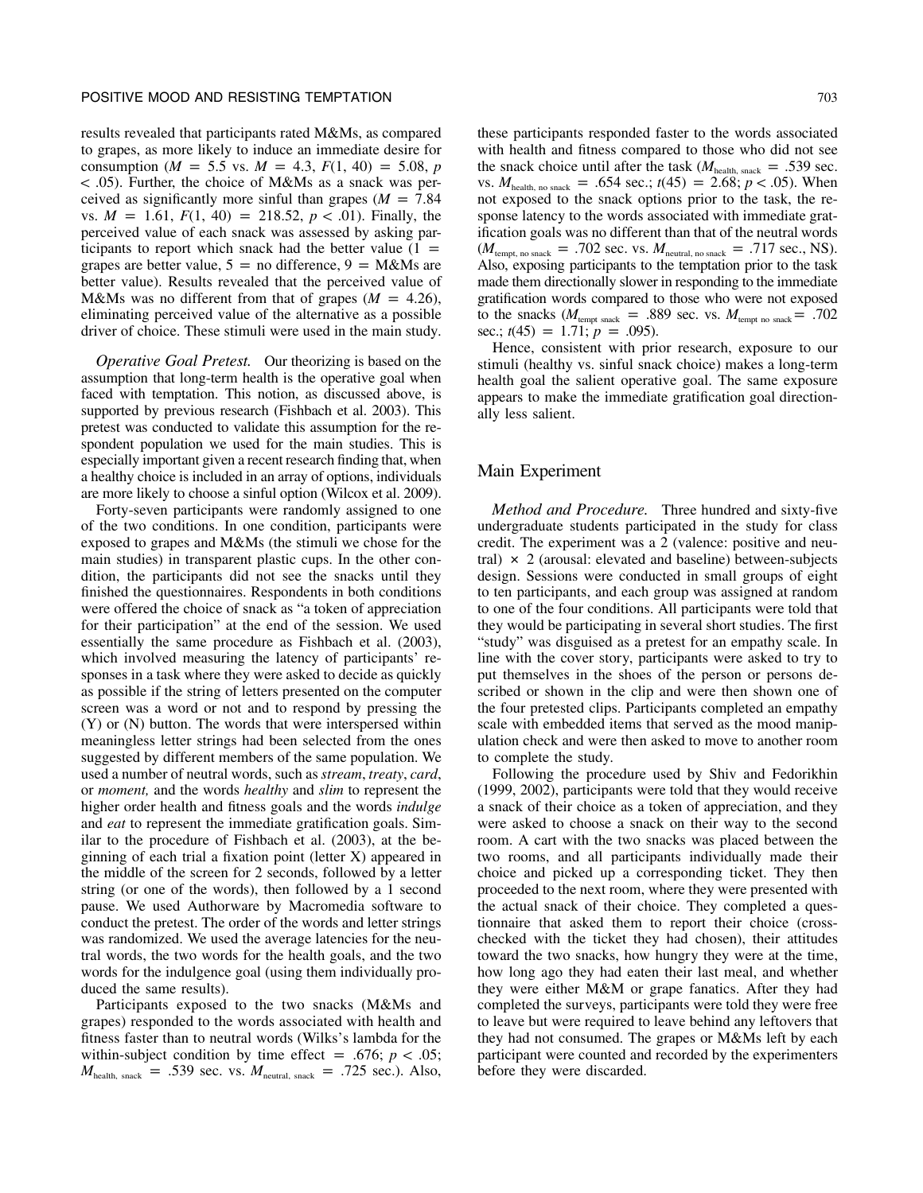results revealed that participants rated M&Ms, as compared to grapes, as more likely to induce an immediate desire for consumption ($M$ = 5.5 vs. $M$ = 4.3, $F(1, 40) = 5.08$, $p < .05$). Further, the choice of M&Ms as a snack was perceived as significantly more sinful than grapes ($M$ = 7.84 vs. $M$ = 1.61, $F(1, 40) = 218.52$, $p < .01$). Finally, the perceived value of each snack was assessed by asking participants to report which snack had the better value (1 = grapes are better value, 5 = no difference, 9 = M&Ms are better value). Results revealed that the perceived value of M&Ms was no different from that of grapes ($M$ = 4.26), eliminating perceived value of the alternative as a possible driver of choice. These stimuli were used in the main study.

*Operative Goal Pretest.* Our theorizing is based on the assumption that long-term health is the operative goal when faced with temptation. This notion, as discussed above, is supported by previous research (Fishbach et al. 2003). This pretest was conducted to validate this assumption for the respondent population we used for the main studies. This is especially important given a recent research finding that, when a healthy choice is included in an array of options, individuals are more likely to choose a sinful option (Wilcox et al. 2009).

Forty-seven participants were randomly assigned to one of the two conditions. In one condition, participants were exposed to grapes and M&Ms (the stimuli we chose for the main studies) in transparent plastic cups. In the other condition, the participants did not see the snacks until they finished the questionnaires. Respondents in both conditions were offered the choice of snack as "a token of appreciation for their participation" at the end of the session. We used essentially the same procedure as Fishbach et al. (2003), which involved measuring the latency of participants' responses in a task where they were asked to decide as quickly as possible if the string of letters presented on the computer screen was a word or not and to respond by pressing the (Y) or (N) button. The words that were interspersed within meaningless letter strings had been selected from the ones suggested by different members of the same population. We used a number of neutral words, such as *stream*, *treaty*, *card*, or *moment,* and the words *healthy* and *slim* to represent the higher order health and fitness goals and the words *indulge* and *eat* to represent the immediate gratification goals. Similar to the procedure of Fishbach et al. (2003), at the beginning of each trial a fixation point (letter X) appeared in the middle of the screen for 2 seconds, followed by a letter string (or one of the words), then followed by a 1 second pause. We used Authorware by Macromedia software to conduct the pretest. The order of the words and letter strings was randomized. We used the average latencies for the neutral words, the two words for the health goals, and the two words for the indulgence goal (using them individually produced the same results).

Participants exposed to the two snacks (M&Ms and grapes) responded to the words associated with health and fitness faster than to neutral words (Wilks's lambda for the within-subject condition by time effect = .676; $p < .05$; $M_{\text{health, snack}}$ = .539 sec. vs. $M_{\text{neutral, snack}}$ = .725 sec.). Also, these participants responded faster to the words associated with health and fitness compared to those who did not see the snack choice until after the task ($M_{\text{health, snack}}$ = .539 sec. vs. $M_{\text{health, no snack}}$ = .654 sec.; $t(45) = 2.68$; $p < .05$). When not exposed to the snack options prior to the task, the response latency to the words associated with immediate gratification goals was no different than that of the neutral words ($M_{\text{tempt, no snack}}$ = .702 sec. vs. $M_{\text{neutral, no snack}}$ = .717 sec., NS). Also, exposing participants to the temptation prior to the task made them directionally slower in responding to the immediate gratification words compared to those who were not exposed to the snacks ($M_{\text{tempt snack}}$ = .889 sec. vs. $M_{\text{tempt no snack}}$ = .702 sec.; $t(45) = 1.71$; $p = .095$).

Hence, consistent with prior research, exposure to our stimuli (healthy vs. sinful snack choice) makes a long-term health goal the salient operative goal. The same exposure appears to make the immediate gratification goal directionally less salient.

## Main Experiment

*Method and Procedure.* Three hundred and sixty-five undergraduate students participated in the study for class credit. The experiment was a 2 (valence: positive and neutral) × 2 (arousal: elevated and baseline) between-subjects design. Sessions were conducted in small groups of eight to ten participants, and each group was assigned at random to one of the four conditions. All participants were told that they would be participating in several short studies. The first "study" was disguised as a pretest for an empathy scale. In line with the cover story, participants were asked to try to put themselves in the shoes of the person or persons described or shown in the clip and were then shown one of the four pretested clips. Participants completed an empathy scale with embedded items that served as the mood manipulation check and were then asked to move to another room to complete the study.

Following the procedure used by Shiv and Fedorikhin (1999, 2002), participants were told that they would receive a snack of their choice as a token of appreciation, and they were asked to choose a snack on their way to the second room. A cart with the two snacks was placed between the two rooms, and all participants individually made their choice and picked up a corresponding ticket. They then proceeded to the next room, where they were presented with the actual snack of their choice. They completed a questionnaire that asked them to report their choice (cross-checked with the ticket they had chosen), their attitudes toward the two snacks, how hungry they were at the time, how long ago they had eaten their last meal, and whether they were either M&M or grape fanatics. After they had completed the surveys, participants were told they were free to leave but were required to leave behind any leftovers that they had not consumed. The grapes or M&Ms left by each participant were counted and recorded by the experimenters before they were discarded.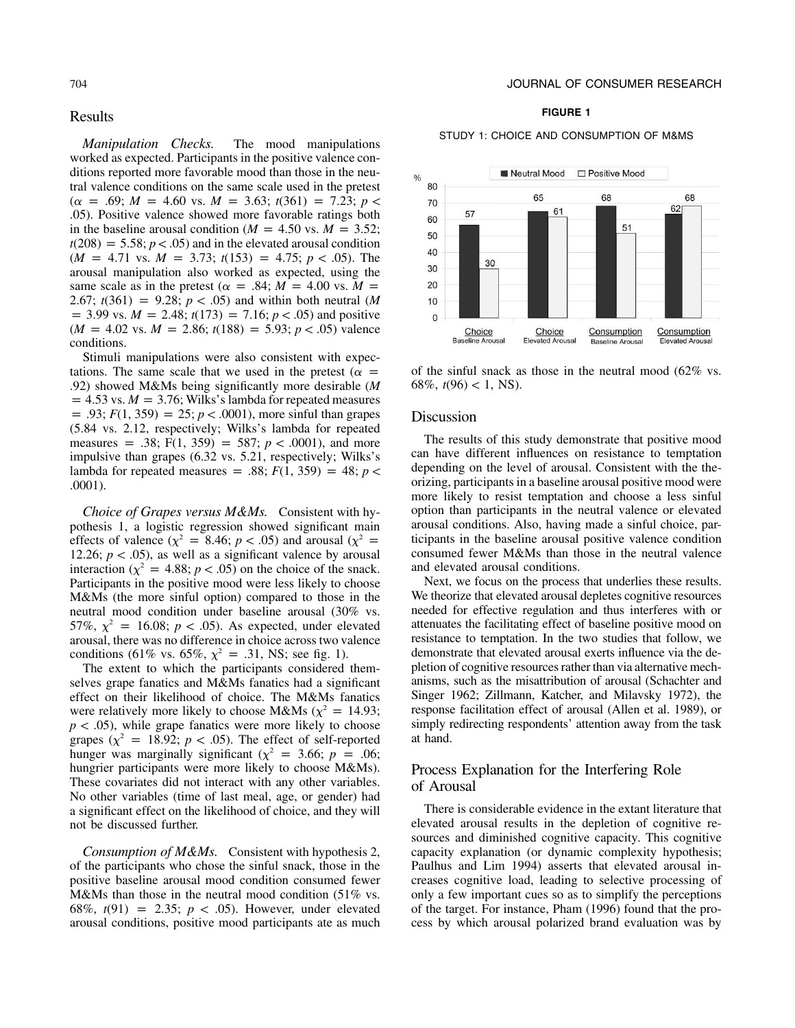## Results

*Manipulation Checks.* The mood manipulations worked as expected. Participants in the positive valence conditions reported more favorable mood than those in the neutral valence conditions on the same scale used in the pretest ($\alpha = .69$; $M = 4.60$ vs. $M = 3.63$; $t(361) = 7.23$; $p < .05$). Positive valence showed more favorable ratings both in the baseline arousal condition ($M = 4.50$ vs. $M = 3.52$; $t(208) = 5.58$; $p < .05$) and in the elevated arousal condition ($M = 4.71$ vs. $M = 3.73$; $t(153) = 4.75$; $p < .05$). The arousal manipulation also worked as expected, using the same scale as in the pretest ($\alpha = .84$; $M = 4.00$ vs. $M = 2.67$; $t(361) = 9.28$; $p < .05$) and within both neutral ($M = 3.99$ vs. $M = 2.48$; $t(173) = 7.16$; $p < .05$) and positive ($M = 4.02$ vs. $M = 2.86$; $t(188) = 5.93$; $p < .05$) valence conditions.

Stimuli manipulations were also consistent with expectations. The same scale that we used in the pretest ($\alpha = .92$) showed M&Ms being significantly more desirable ($M = 4.53$ vs. $M = 3.76$; Wilks's lambda for repeated measures $= .93$; $F(1, 359) = 25$; $p < .0001$), more sinful than grapes (5.84 vs. 2.12, respectively; Wilks's lambda for repeated measures $= .38$; $F(1, 359) = 587$; $p < .0001$), and more impulsive than grapes (6.32 vs. 5.21, respectively; Wilks's lambda for repeated measures $= .88$; $F(1, 359) = 48$; $p < .0001$).

*Choice of Grapes versus M&Ms.* Consistent with hypothesis 1, a logistic regression showed significant main effects of valence ($\chi^2 = 8.46$; $p < .05$) and arousal ($\chi^2 = 12.26$; $p < .05$), as well as a significant valence by arousal interaction ($\chi^2 = 4.88$; $p < .05$) on the choice of the snack. Participants in the positive mood were less likely to choose M&Ms (the more sinful option) compared to those in the neutral mood condition under baseline arousal (30% vs. 57%, $\chi^2 = 16.08$; $p < .05$). As expected, under elevated arousal, there was no difference in choice across two valence conditions (61% vs. 65%, $\chi^2 = .31$, NS; see fig. 1).

The extent to which the participants considered themselves grape fanatics and M&Ms fanatics had a significant effect on their likelihood of choice. The M&Ms fanatics were relatively more likely to choose M&Ms ($\chi^2 = 14.93$; $p < .05$), while grape fanatics were more likely to choose grapes ($\chi^2 = 18.92$; $p < .05$). The effect of self-reported hunger was marginally significant ($\chi^2 = 3.66$; $p = .06$; hungrier participants were more likely to choose M&Ms). These covariates did not interact with any other variables. No other variables (time of last meal, age, or gender) had a significant effect on the likelihood of choice, and they will not be discussed further.

*Consumption of M&Ms.* Consistent with hypothesis 2, of the participants who chose the sinful snack, those in the positive baseline arousal mood condition consumed fewer M&Ms than those in the neutral mood condition (51% vs. 68%, $t(91) = 2.35$; $p < .05$). However, under elevated arousal conditions, positive mood participants ate as much of the sinful snack as those in the neutral mood (62% vs. 68%, $t(96) < 1$, NS).

**FIGURE 1**

STUDY 1: CHOICE AND CONSUMPTION OF M&MS

| Condition | Neutral Mood (%) | Positive Mood (%) |
|---|---|---|
| Choice, Baseline Arousal | 57 | 30 |
| Choice, Elevated Arousal | 65 | 61 |
| Consumption, Baseline Arousal | 68 | 51 |
| Consumption, Elevated Arousal | 62 | 68 |

## Discussion

The results of this study demonstrate that positive mood can have different influences on resistance to temptation depending on the level of arousal. Consistent with the theorizing, participants in a baseline arousal positive mood were more likely to resist temptation and choose a less sinful option than participants in the neutral valence or elevated arousal conditions. Also, having made a sinful choice, participants in the baseline arousal positive valence condition consumed fewer M&Ms than those in the neutral valence and elevated arousal conditions.

Next, we focus on the process that underlies these results. We theorize that elevated arousal depletes cognitive resources needed for effective regulation and thus interferes with or attenuates the facilitating effect of baseline positive mood on resistance to temptation. In the two studies that follow, we demonstrate that elevated arousal exerts influence via the depletion of cognitive resources rather than via alternative mechanisms, such as the misattribution of arousal (Schachter and Singer 1962; Zillmann, Katcher, and Milavsky 1972), the response facilitation effect of arousal (Allen et al. 1989), or simply redirecting respondents' attention away from the task at hand.

## Process Explanation for the Interfering Role of Arousal

There is considerable evidence in the extant literature that elevated arousal results in the depletion of cognitive resources and diminished cognitive capacity. This cognitive capacity explanation (or dynamic complexity hypothesis; Paulhus and Lim 1994) asserts that elevated arousal increases cognitive load, leading to selective processing of only a few important cues so as to simplify the perceptions of the target. For instance, Pham (1996) found that the process by which arousal polarized brand evaluation was by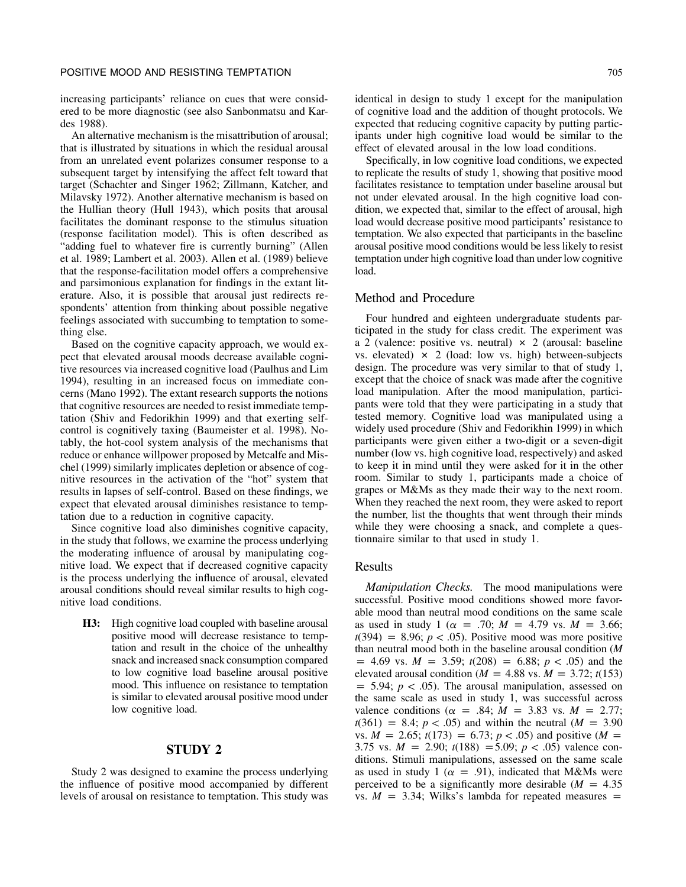increasing participants' reliance on cues that were considered to be more diagnostic (see also Sanbonmatsu and Kardes 1988).

An alternative mechanism is the misattribution of arousal; that is illustrated by situations in which the residual arousal from an unrelated event polarizes consumer response to a subsequent target by intensifying the affect felt toward that target (Schachter and Singer 1962; Zillmann, Katcher, and Milavsky 1972). Another alternative mechanism is based on the Hullian theory (Hull 1943), which posits that arousal facilitates the dominant response to the stimulus situation (response facilitation model). This is often described as "adding fuel to whatever fire is currently burning" (Allen et al. 1989; Lambert et al. 2003). Allen et al. (1989) believe that the response-facilitation model offers a comprehensive and parsimonious explanation for findings in the extant literature. Also, it is possible that arousal just redirects respondents' attention from thinking about possible negative feelings associated with succumbing to temptation to something else.

Based on the cognitive capacity approach, we would expect that elevated arousal moods decrease available cognitive resources via increased cognitive load (Paulhus and Lim 1994), resulting in an increased focus on immediate concerns (Mano 1992). The extant research supports the notions that cognitive resources are needed to resist immediate temptation (Shiv and Fedorikhin 1999) and that exerting self-control is cognitively taxing (Baumeister et al. 1998). Notably, the hot-cool system analysis of the mechanisms that reduce or enhance willpower proposed by Metcalfe and Mischel (1999) similarly implicates depletion or absence of cognitive resources in the activation of the "hot" system that results in lapses of self-control. Based on these findings, we expect that elevated arousal diminishes resistance to temptation due to a reduction in cognitive capacity.

Since cognitive load also diminishes cognitive capacity, in the study that follows, we examine the process underlying the moderating influence of arousal by manipulating cognitive load. We expect that if decreased cognitive capacity is the process underlying the influence of arousal, elevated arousal conditions should reveal similar results to high cognitive load conditions.

> **H3:** High cognitive load coupled with baseline arousal positive mood will decrease resistance to temptation and result in the choice of the unhealthy snack and increased snack consumption compared to low cognitive load baseline arousal positive mood. This influence on resistance to temptation is similar to elevated arousal positive mood under low cognitive load.

## STUDY 2

Study 2 was designed to examine the process underlying the influence of positive mood accompanied by different levels of arousal on resistance to temptation. This study was identical in design to study 1 except for the manipulation of cognitive load and the addition of thought protocols. We expected that reducing cognitive capacity by putting participants under high cognitive load would be similar to the effect of elevated arousal in the low load conditions.

Specifically, in low cognitive load conditions, we expected to replicate the results of study 1, showing that positive mood facilitates resistance to temptation under baseline arousal but not under elevated arousal. In the high cognitive load condition, we expected that, similar to the effect of arousal, high load would decrease positive mood participants' resistance to temptation. We also expected that participants in the baseline arousal positive mood conditions would be less likely to resist temptation under high cognitive load than under low cognitive load.

### Method and Procedure

Four hundred and eighteen undergraduate students participated in the study for class credit. The experiment was a 2 (valence: positive vs. neutral) × 2 (arousal: baseline vs. elevated) × 2 (load: low vs. high) between-subjects design. The procedure was very similar to that of study 1, except that the choice of snack was made after the cognitive load manipulation. After the mood manipulation, participants were told that they were participating in a study that tested memory. Cognitive load was manipulated using a widely used procedure (Shiv and Fedorikhin 1999) in which participants were given either a two-digit or a seven-digit number (low vs. high cognitive load, respectively) and asked to keep it in mind until they were asked for it in the other room. Similar to study 1, participants made a choice of grapes or M&Ms as they made their way to the next room. When they reached the next room, they were asked to report the number, list the thoughts that went through their minds while they were choosing a snack, and complete a questionnaire similar to that used in study 1.

### Results

*Manipulation Checks.* The mood manipulations were successful. Positive mood conditions showed more favorable mood than neutral mood conditions on the same scale as used in study 1 ($\alpha = .70$; $M = 4.79$ vs. $M = 3.66$; $t(394) = 8.96$; $p < .05$). Positive mood was more positive than neutral mood both in the baseline arousal condition ($M = 4.69$ vs. $M = 3.59$; $t(208) = 6.88$; $p < .05$) and the elevated arousal condition ($M = 4.88$ vs. $M = 3.72$; $t(153) = 5.94$; $p < .05$). The arousal manipulation, assessed on the same scale as used in study 1, was successful across valence conditions ($\alpha = .84$; $M = 3.83$ vs. $M = 2.77$; $t(361) = 8.4$; $p < .05$) and within the neutral ($M = 3.90$ vs. $M = 2.65$; $t(173) = 6.73$; $p < .05$) and positive ($M = 3.75$ vs. $M = 2.90$; $t(188) = 5.09$; $p < .05$) valence conditions. Stimuli manipulations, assessed on the same scale as used in study 1 ($\alpha = .91$), indicated that M&Ms were perceived to be a significantly more desirable ($M = 4.35$ vs. $M = 3.34$; Wilks's lambda for repeated measures =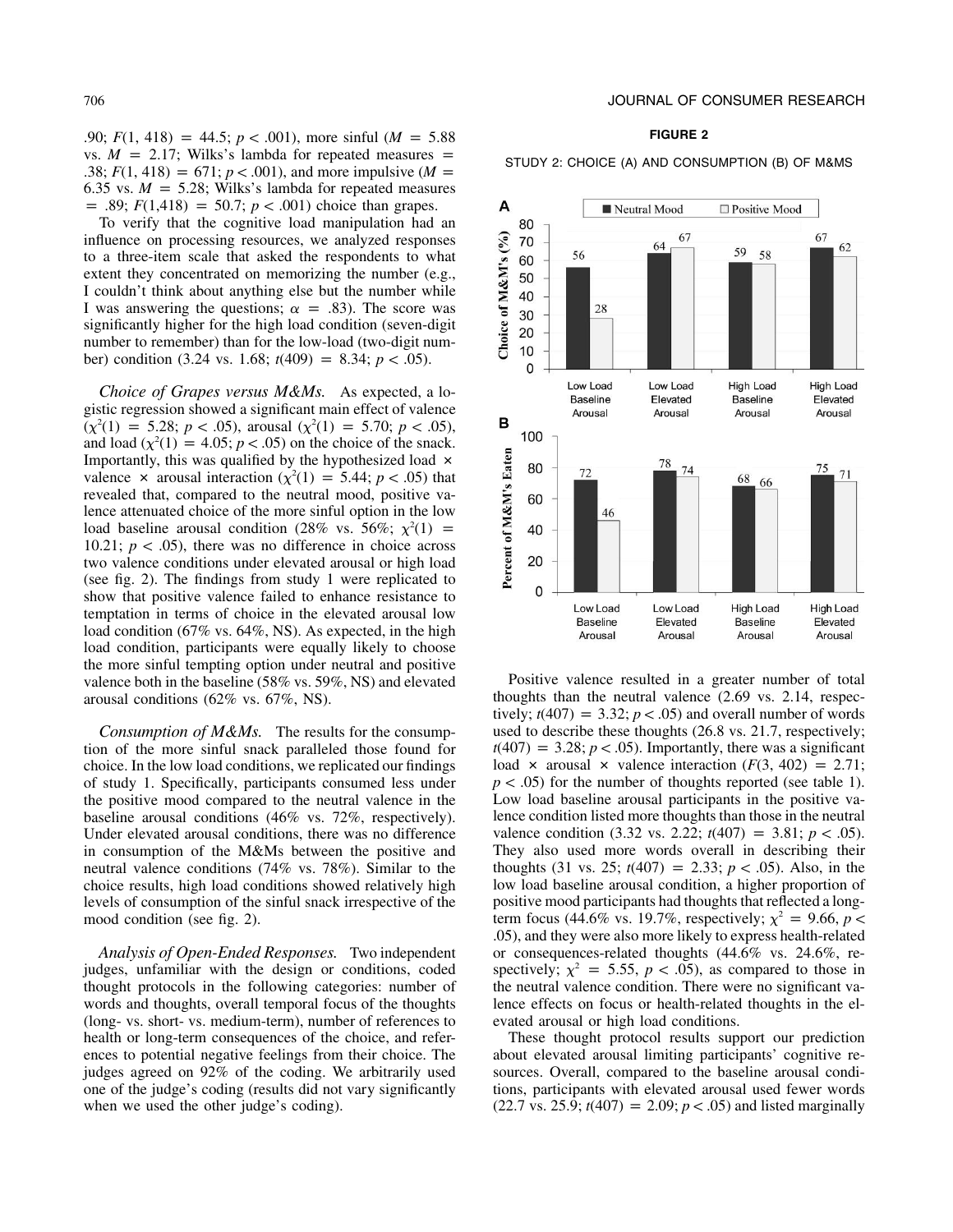.90; $F(1, 418) = 44.5$; $p < .001$), more sinful ($M = 5.88$ vs. $M = 2.17$; Wilks's lambda for repeated measures = .38; $F(1, 418) = 671$; $p < .001$), and more impulsive ($M = 6.35$ vs. $M = 5.28$; Wilks's lambda for repeated measures = .89; $F(1,418) = 50.7$; $p < .001$) choice than grapes.

To verify that the cognitive load manipulation had an influence on processing resources, we analyzed responses to a three-item scale that asked the respondents to what extent they concentrated on memorizing the number (e.g., I couldn't think about anything else but the number while I was answering the questions; $\alpha = .83$). The score was significantly higher for the high load condition (seven-digit number to remember) than for the low-load (two-digit number) condition (3.24 vs. 1.68; $t(409) = 8.34$; $p < .05$).

*Choice of Grapes versus M&Ms.* As expected, a logistic regression showed a significant main effect of valence ($\chi^2(1) = 5.28$; $p < .05$), arousal ($\chi^2(1) = 5.70$; $p < .05$), and load ($\chi^2(1) = 4.05$; $p < .05$) on the choice of the snack. Importantly, this was qualified by the hypothesized load × valence × arousal interaction ($\chi^2(1) = 5.44$; $p < .05$) that revealed that, compared to the neutral mood, positive valence attenuated choice of the more sinful option in the low load baseline arousal condition (28% vs. 56%; $\chi^2(1) = 10.21$; $p < .05$), there was no difference in choice across two valence conditions under elevated arousal or high load (see fig. 2). The findings from study 1 were replicated to show that positive valence failed to enhance resistance to temptation in terms of choice in the elevated arousal low load condition (67% vs. 64%, NS). As expected, in the high load condition, participants were equally likely to choose the more sinful tempting option under neutral and positive valence both in the baseline (58% vs. 59%, NS) and elevated arousal conditions (62% vs. 67%, NS).

*Consumption of M&Ms.* The results for the consumption of the more sinful snack paralleled those found for choice. In the low load conditions, we replicated our findings of study 1. Specifically, participants consumed less under the positive mood compared to the neutral valence in the baseline arousal conditions (46% vs. 72%, respectively). Under elevated arousal conditions, there was no difference in consumption of the M&Ms between the positive and neutral valence conditions (74% vs. 78%). Similar to the choice results, high load conditions showed relatively high levels of consumption of the sinful snack irrespective of the mood condition (see fig. 2).

*Analysis of Open-Ended Responses.* Two independent judges, unfamiliar with the design or conditions, coded thought protocols in the following categories: number of words and thoughts, overall temporal focus of the thoughts (long- vs. short- vs. medium-term), number of references to health or long-term consequences of the choice, and references to potential negative feelings from their choice. The judges agreed on 92% of the coding. We arbitrarily used one of the judge's coding (results did not vary significantly when we used the other judge's coding).

**FIGURE 2**

STUDY 2: CHOICE (A) AND CONSUMPTION (B) OF M&MS

**A** — Choice of M&M's (%)

| | Low Load Baseline Arousal | Low Load Elevated Arousal | High Load Baseline Arousal | High Load Elevated Arousal |
|---|---|---|---|---|
| Neutral Mood | 56 | 64 | 59 | 67 |
| Positive Mood | 28 | 67 | 58 | 62 |

**B** — Percent of M&M's Eaten

| | Low Load Baseline Arousal | Low Load Elevated Arousal | High Load Baseline Arousal | High Load Elevated Arousal |
|---|---|---|---|---|
| Neutral Mood | 72 | 78 | 68 | 75 |
| Positive Mood | 46 | 74 | 66 | 71 |

Positive valence resulted in a greater number of total thoughts than the neutral valence (2.69 vs. 2.14, respectively; $t(407) = 3.32$; $p < .05$) and overall number of words used to describe these thoughts (26.8 vs. 21.7, respectively; $t(407) = 3.28$; $p < .05$). Importantly, there was a significant load × arousal × valence interaction ($F(3, 402) = 2.71$; $p < .05$) for the number of thoughts reported (see table 1). Low load baseline arousal participants in the positive valence condition listed more thoughts than those in the neutral valence condition (3.32 vs. 2.22; $t(407) = 3.81$; $p < .05$). They also used more words overall in describing their thoughts (31 vs. 25; $t(407) = 2.33$; $p < .05$). Also, in the low load baseline arousal condition, a higher proportion of positive mood participants had thoughts that reflected a long-term focus (44.6% vs. 19.7%, respectively; $\chi^2 = 9.66$, $p < .05$), and they were also more likely to express health-related or consequences-related thoughts (44.6% vs. 24.6%, respectively; $\chi^2 = 5.55$, $p < .05$), as compared to those in the neutral valence condition. There were no significant valence effects on focus or health-related thoughts in the elevated arousal or high load conditions.

These thought protocol results support our prediction about elevated arousal limiting participants' cognitive resources. Overall, compared to the baseline arousal conditions, participants with elevated arousal used fewer words (22.7 vs. 25.9; $t(407) = 2.09$; $p < .05$) and listed marginally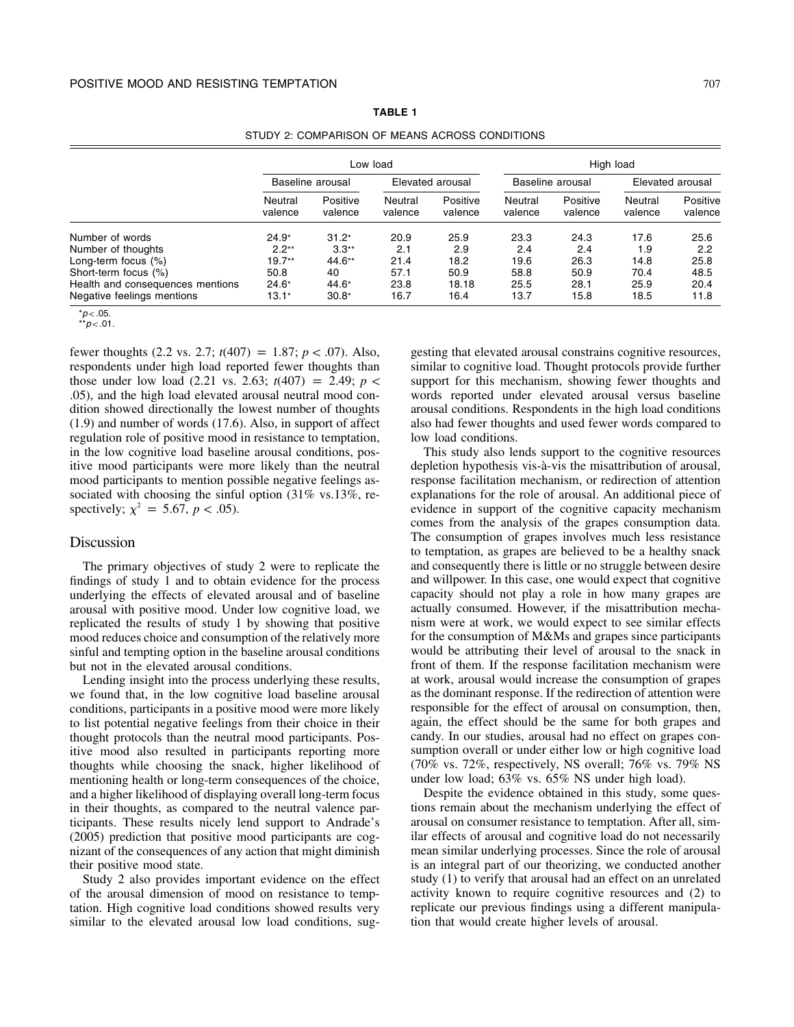**TABLE 1**

STUDY 2: COMPARISON OF MEANS ACROSS CONDITIONS

| | Low load | | | | High load | | | |
|---|---|---|---|---|---|---|---|---|
| | Baseline arousal | | Elevated arousal | | Baseline arousal | | Elevated arousal | |
| | Neutral valence | Positive valence | Neutral valence | Positive valence | Neutral valence | Positive valence | Neutral valence | Positive valence |
| Number of words | 24.9* | 31.2* | 20.9 | 25.9 | 23.3 | 24.3 | 17.6 | 25.6 |
| Number of thoughts | 2.2** | 3.3** | 2.1 | 2.9 | 2.4 | 2.4 | 1.9 | 2.2 |
| Long-term focus (%) | 19.7** | 44.6** | 21.4 | 18.2 | 19.6 | 26.3 | 14.8 | 25.8 |
| Short-term focus (%) | 50.8 | 40 | 57.1 | 50.9 | 58.8 | 50.9 | 70.4 | 48.5 |
| Health and consequences mentions | 24.6* | 44.6* | 23.8 | 18.18 | 25.5 | 28.1 | 25.9 | 20.4 |
| Negative feelings mentions | 13.1* | 30.8* | 16.7 | 16.4 | 13.7 | 15.8 | 18.5 | 11.8 |

*$p < .05$.
**$p < .01$.

fewer thoughts (2.2 vs. 2.7; $t(407) = 1.87$; $p < .07$). Also, respondents under high load reported fewer thoughts than those under low load (2.21 vs. 2.63; $t(407) = 2.49$; $p < .05$), and the high load elevated arousal neutral mood condition showed directionally the lowest number of thoughts (1.9) and number of words (17.6). Also, in support of affect regulation role of positive mood in resistance to temptation, in the low cognitive load baseline arousal conditions, positive mood participants were more likely than the neutral mood participants to mention possible negative feelings associated with choosing the sinful option (31% vs.13%, respectively; $\chi^2 = 5.67$, $p < .05$).

## Discussion

The primary objectives of study 2 were to replicate the findings of study 1 and to obtain evidence for the process underlying the effects of elevated arousal and of baseline arousal with positive mood. Under low cognitive load, we replicated the results of study 1 by showing that positive mood reduces choice and consumption of the relatively more sinful and tempting option in the baseline arousal conditions but not in the elevated arousal conditions.

Lending insight into the process underlying these results, we found that, in the low cognitive load baseline arousal conditions, participants in a positive mood were more likely to list potential negative feelings from their choice in their thought protocols than the neutral mood participants. Positive mood also resulted in participants reporting more thoughts while choosing the snack, higher likelihood of mentioning health or long-term consequences of the choice, and a higher likelihood of displaying overall long-term focus in their thoughts, as compared to the neutral valence participants. These results nicely lend support to Andrade's (2005) prediction that positive mood participants are cognizant of the consequences of any action that might diminish their positive mood state.

Study 2 also provides important evidence on the effect of the arousal dimension of mood on resistance to temptation. High cognitive load conditions showed results very similar to the elevated arousal low load conditions, suggesting that elevated arousal constrains cognitive resources, similar to cognitive load. Thought protocols provide further support for this mechanism, showing fewer thoughts and words reported under elevated arousal versus baseline arousal conditions. Respondents in the high load conditions also had fewer thoughts and used fewer words compared to low load conditions.

This study also lends support to the cognitive resources depletion hypothesis vis-à-vis the misattribution of arousal, response facilitation mechanism, or redirection of attention explanations for the role of arousal. An additional piece of evidence in support of the cognitive capacity mechanism comes from the analysis of the grapes consumption data. The consumption of grapes involves much less resistance to temptation, as grapes are believed to be a healthy snack and consequently there is little or no struggle between desire and willpower. In this case, one would expect that cognitive capacity should not play a role in how many grapes are actually consumed. However, if the misattribution mechanism were at work, we would expect to see similar effects for the consumption of M&Ms and grapes since participants would be attributing their level of arousal to the snack in front of them. If the response facilitation mechanism were at work, arousal would increase the consumption of grapes as the dominant response. If the redirection of attention were responsible for the effect of arousal on consumption, then, again, the effect should be the same for both grapes and candy. In our studies, arousal had no effect on grapes consumption overall or under either low or high cognitive load (70% vs. 72%, respectively, NS overall; 76% vs. 79% NS under low load; 63% vs. 65% NS under high load).

Despite the evidence obtained in this study, some questions remain about the mechanism underlying the effect of arousal on consumer resistance to temptation. After all, similar effects of arousal and cognitive load do not necessarily mean similar underlying processes. Since the role of arousal is an integral part of our theorizing, we conducted another study (1) to verify that arousal had an effect on an unrelated activity known to require cognitive resources and (2) to replicate our previous findings using a different manipulation that would create higher levels of arousal.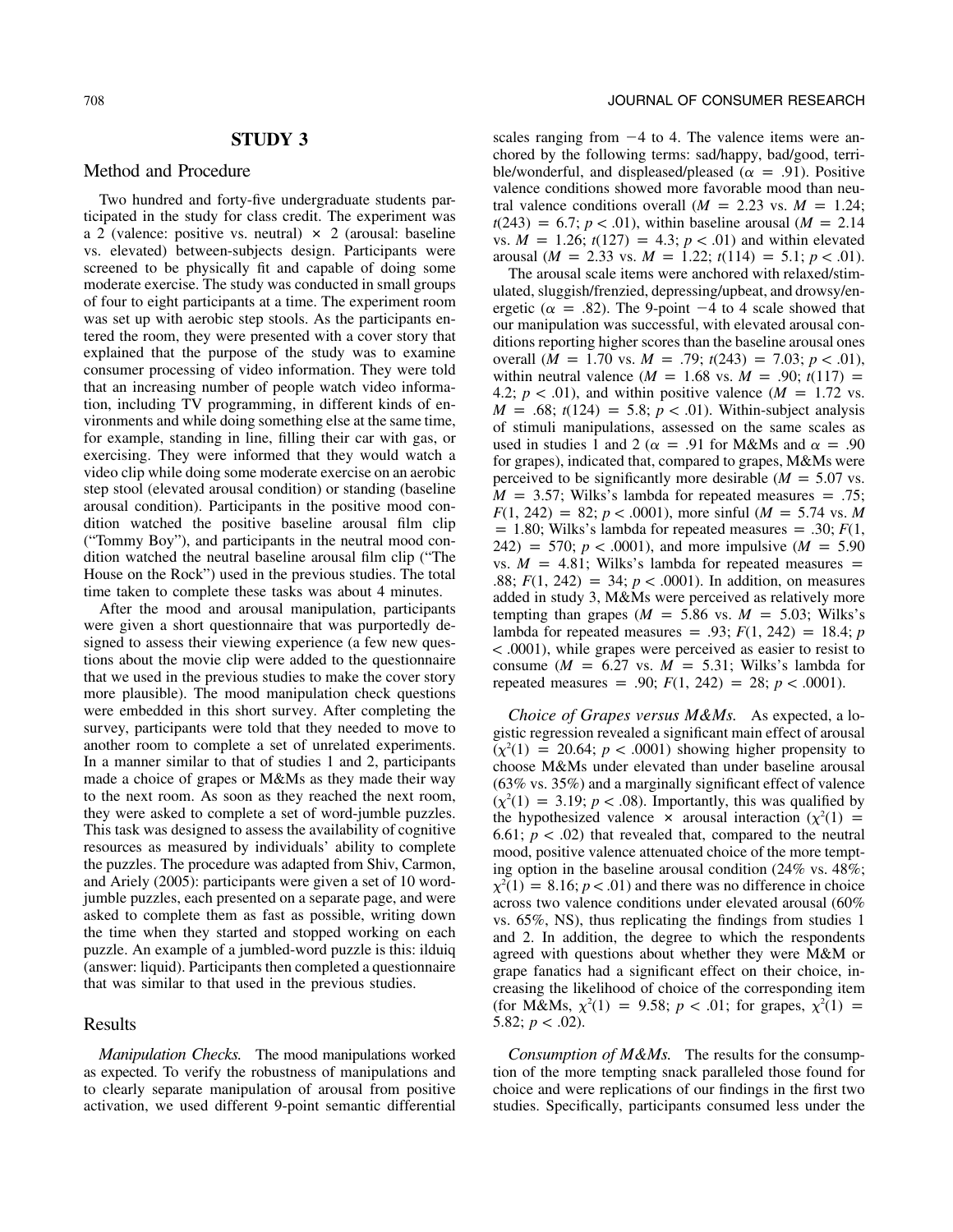## STUDY 3

### Method and Procedure

Two hundred and forty-five undergraduate students participated in the study for class credit. The experiment was a 2 (valence: positive vs. neutral) × 2 (arousal: baseline vs. elevated) between-subjects design. Participants were screened to be physically fit and capable of doing some moderate exercise. The study was conducted in small groups of four to eight participants at a time. The experiment room was set up with aerobic step stools. As the participants entered the room, they were presented with a cover story that explained that the purpose of the study was to examine consumer processing of video information. They were told that an increasing number of people watch video information, including TV programming, in different kinds of environments and while doing something else at the same time, for example, standing in line, filling their car with gas, or exercising. They were informed that they would watch a video clip while doing some moderate exercise on an aerobic step stool (elevated arousal condition) or standing (baseline arousal condition). Participants in the positive mood condition watched the positive baseline arousal film clip ("Tommy Boy"), and participants in the neutral mood condition watched the neutral baseline arousal film clip ("The House on the Rock") used in the previous studies. The total time taken to complete these tasks was about 4 minutes.

After the mood and arousal manipulation, participants were given a short questionnaire that was purportedly designed to assess their viewing experience (a few new questions about the movie clip were added to the questionnaire that we used in the previous studies to make the cover story more plausible). The mood manipulation check questions were embedded in this short survey. After completing the survey, participants were told that they needed to move to another room to complete a set of unrelated experiments. In a manner similar to that of studies 1 and 2, participants made a choice of grapes or M&Ms as they made their way to the next room. As soon as they reached the next room, they were asked to complete a set of word-jumble puzzles. This task was designed to assess the availability of cognitive resources as measured by individuals' ability to complete the puzzles. The procedure was adapted from Shiv, Carmon, and Ariely (2005): participants were given a set of 10 word-jumble puzzles, each presented on a separate page, and were asked to complete them as fast as possible, writing down the time when they started and stopped working on each puzzle. An example of a jumbled-word puzzle is this: ilduiq (answer: liquid). Participants then completed a questionnaire that was similar to that used in the previous studies.

### Results

*Manipulation Checks.* The mood manipulations worked as expected. To verify the robustness of manipulations and to clearly separate manipulation of arousal from positive activation, we used different 9-point semantic differential scales ranging from $-4$ to 4. The valence items were anchored by the following terms: sad/happy, bad/good, terrible/wonderful, and displeased/pleased ($\alpha = .91$). Positive valence conditions showed more favorable mood than neutral valence conditions overall ($M = 2.23$ vs. $M = 1.24$; $t(243) = 6.7$; $p < .01$), within baseline arousal ($M = 2.14$ vs. $M = 1.26$; $t(127) = 4.3$; $p < .01$) and within elevated arousal ($M = 2.33$ vs. $M = 1.22$; $t(114) = 5.1$; $p < .01$).

The arousal scale items were anchored with relaxed/stimulated, sluggish/frenzied, depressing/upbeat, and drowsy/energetic ($\alpha = .82$). The 9-point $-4$ to 4 scale showed that our manipulation was successful, with elevated arousal conditions reporting higher scores than the baseline arousal ones overall ($M = 1.70$ vs. $M = .79$; $t(243) = 7.03$; $p < .01$), within neutral valence ($M = 1.68$ vs. $M = .90$; $t(117) = 4.2$; $p < .01$), and within positive valence ($M = 1.72$ vs. $M = .68$; $t(124) = 5.8$; $p < .01$). Within-subject analysis of stimuli manipulations, assessed on the same scales as used in studies 1 and 2 ($\alpha = .91$ for M&Ms and $\alpha = .90$ for grapes), indicated that, compared to grapes, M&Ms were perceived to be significantly more desirable ($M = 5.07$ vs. $M = 3.57$; Wilks's lambda for repeated measures = .75; $F(1, 242) = 82$; $p < .0001$), more sinful ($M = 5.74$ vs. $M = 1.80$; Wilks's lambda for repeated measures = .30; $F(1, 242) = 570$; $p < .0001$), and more impulsive ($M = 5.90$ vs. $M = 4.81$; Wilks's lambda for repeated measures = .88; $F(1, 242) = 34$; $p < .0001$). In addition, on measures added in study 3, M&Ms were perceived as relatively more tempting than grapes ($M = 5.86$ vs. $M = 5.03$; Wilks's lambda for repeated measures = .93; $F(1, 242) = 18.4$; $p < .0001$), while grapes were perceived as easier to resist to consume ($M = 6.27$ vs. $M = 5.31$; Wilks's lambda for repeated measures = .90; $F(1, 242) = 28$; $p < .0001$).

*Choice of Grapes versus M&Ms.* As expected, a logistic regression revealed a significant main effect of arousal ($\chi^2(1) = 20.64$; $p < .0001$) showing higher propensity to choose M&Ms under elevated than under baseline arousal (63% vs. 35%) and a marginally significant effect of valence ($\chi^2(1) = 3.19$; $p < .08$). Importantly, this was qualified by the hypothesized valence × arousal interaction ($\chi^2(1) = 6.61$; $p < .02$) that revealed that, compared to the neutral mood, positive valence attenuated choice of the more tempting option in the baseline arousal condition (24% vs. 48%; $\chi^2(1) = 8.16$; $p < .01$) and there was no difference in choice across two valence conditions under elevated arousal (60% vs. 65%, NS), thus replicating the findings from studies 1 and 2. In addition, the degree to which the respondents agreed with questions about whether they were M&M or grape fanatics had a significant effect on their choice, increasing the likelihood of choice of the corresponding item (for M&Ms, $\chi^2(1) = 9.58$; $p < .01$; for grapes, $\chi^2(1) = 5.82$; $p < .02$).

*Consumption of M&Ms.* The results for the consumption of the more tempting snack paralleled those found for choice and were replications of our findings in the first two studies. Specifically, participants consumed less under the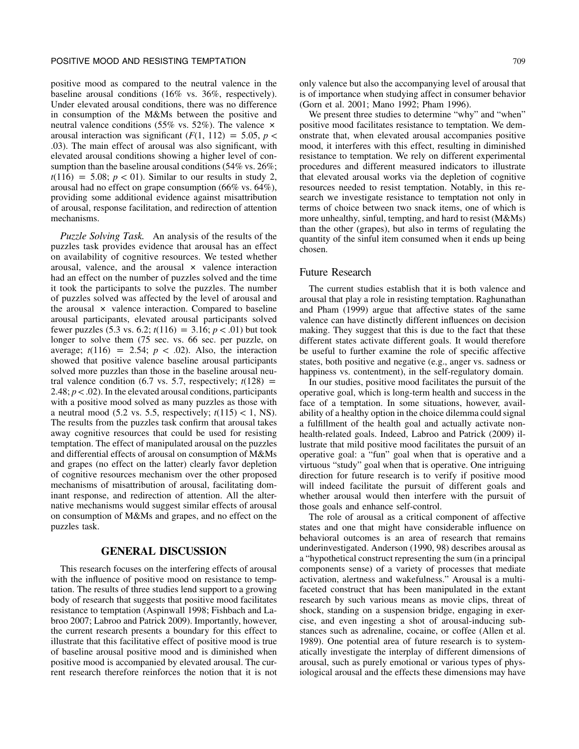positive mood as compared to the neutral valence in the baseline arousal conditions (16% vs. 36%, respectively). Under elevated arousal conditions, there was no difference in consumption of the M&Ms between the positive and neutral valence conditions (55% vs. 52%). The valence × arousal interaction was significant ($F(1, 112) = 5.05$, $p < .03$). The main effect of arousal was also significant, with elevated arousal conditions showing a higher level of consumption than the baseline arousal conditions (54% vs. 26%; $t(116) = 5.08$; $p < 01$). Similar to our results in study 2, arousal had no effect on grape consumption (66% vs. 64%), providing some additional evidence against misattribution of arousal, response facilitation, and redirection of attention mechanisms.

*Puzzle Solving Task.* An analysis of the results of the puzzles task provides evidence that arousal has an effect on availability of cognitive resources. We tested whether arousal, valence, and the arousal × valence interaction had an effect on the number of puzzles solved and the time it took the participants to solve the puzzles. The number of puzzles solved was affected by the level of arousal and the arousal × valence interaction. Compared to baseline arousal participants, elevated arousal participants solved fewer puzzles (5.3 vs. 6.2; $t(116) = 3.16$; $p < .01$) but took longer to solve them (75 sec. vs. 66 sec. per puzzle, on average; $t(116) = 2.54$; $p < .02$). Also, the interaction showed that positive valence baseline arousal participants solved more puzzles than those in the baseline arousal neutral valence condition (6.7 vs. 5.7, respectively; $t(128) = 2.48$; $p < .02$). In the elevated arousal conditions, participants with a positive mood solved as many puzzles as those with a neutral mood (5.2 vs. 5.5, respectively; $t(115) < 1$, NS). The results from the puzzles task confirm that arousal takes away cognitive resources that could be used for resisting temptation. The effect of manipulated arousal on the puzzles and differential effects of arousal on consumption of M&Ms and grapes (no effect on the latter) clearly favor depletion of cognitive resources mechanism over the other proposed mechanisms of misattribution of arousal, facilitating dominant response, and redirection of attention. All the alternative mechanisms would suggest similar effects of arousal on consumption of M&Ms and grapes, and no effect on the puzzles task.

## GENERAL DISCUSSION

This research focuses on the interfering effects of arousal with the influence of positive mood on resistance to temptation. The results of three studies lend support to a growing body of research that suggests that positive mood facilitates resistance to temptation (Aspinwall 1998; Fishbach and Labroo 2007; Labroo and Patrick 2009). Importantly, however, the current research presents a boundary for this effect to illustrate that this facilitative effect of positive mood is true of baseline arousal positive mood and is diminished when positive mood is accompanied by elevated arousal. The current research therefore reinforces the notion that it is not only valence but also the accompanying level of arousal that is of importance when studying affect in consumer behavior (Gorn et al. 2001; Mano 1992; Pham 1996).

We present three studies to determine "why" and "when" positive mood facilitates resistance to temptation. We demonstrate that, when elevated arousal accompanies positive mood, it interferes with this effect, resulting in diminished resistance to temptation. We rely on different experimental procedures and different measured indicators to illustrate that elevated arousal works via the depletion of cognitive resources needed to resist temptation. Notably, in this research we investigate resistance to temptation not only in terms of choice between two snack items, one of which is more unhealthy, sinful, tempting, and hard to resist (M&Ms) than the other (grapes), but also in terms of regulating the quantity of the sinful item consumed when it ends up being chosen.

### Future Research

The current studies establish that it is both valence and arousal that play a role in resisting temptation. Raghunathan and Pham (1999) argue that affective states of the same valence can have distinctly different influences on decision making. They suggest that this is due to the fact that these different states activate different goals. It would therefore be useful to further examine the role of specific affective states, both positive and negative (e.g., anger vs. sadness or happiness vs. contentment), in the self-regulatory domain.

In our studies, positive mood facilitates the pursuit of the operative goal, which is long-term health and success in the face of a temptation. In some situations, however, availability of a healthy option in the choice dilemma could signal a fulfillment of the health goal and actually activate non-health-related goals. Indeed, Labroo and Patrick (2009) illustrate that mild positive mood facilitates the pursuit of an operative goal: a "fun" goal when that is operative and a virtuous "study" goal when that is operative. One intriguing direction for future research is to verify if positive mood will indeed facilitate the pursuit of different goals and whether arousal would then interfere with the pursuit of those goals and enhance self-control.

The role of arousal as a critical component of affective states and one that might have considerable influence on behavioral outcomes is an area of research that remains underinvestigated. Anderson (1990, 98) describes arousal as a "hypothetical construct representing the sum (in a principal components sense) of a variety of processes that mediate activation, alertness and wakefulness." Arousal is a multifaceted construct that has been manipulated in the extant research by such various means as movie clips, threat of shock, standing on a suspension bridge, engaging in exercise, and even ingesting a shot of arousal-inducing substances such as adrenaline, cocaine, or coffee (Allen et al. 1989). One potential area of future research is to systematically investigate the interplay of different dimensions of arousal, such as purely emotional or various types of physiological arousal and the effects these dimensions may have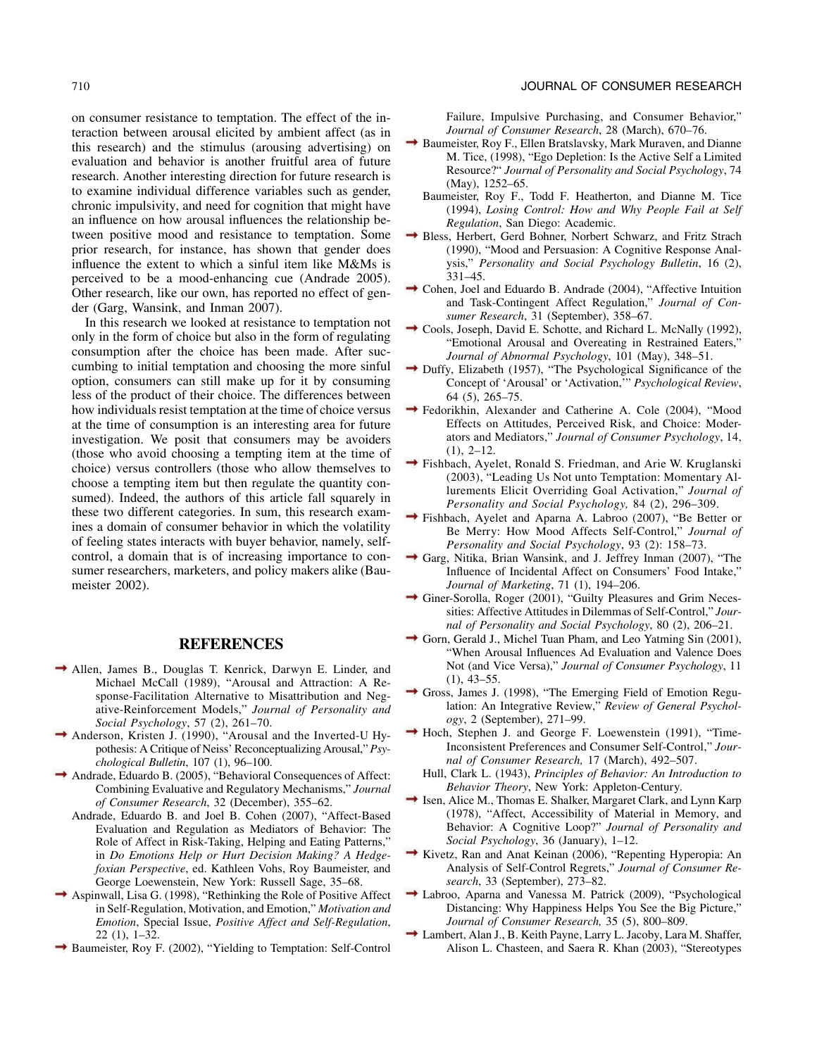on consumer resistance to temptation. The effect of the interaction between arousal elicited by ambient affect (as in this research) and the stimulus (arousing advertising) on evaluation and behavior is another fruitful area of future research. Another interesting direction for future research is to examine individual difference variables such as gender, chronic impulsivity, and need for cognition that might have an influence on how arousal influences the relationship between positive mood and resistance to temptation. Some prior research, for instance, has shown that gender does influence the extent to which a sinful item like M&Ms is perceived to be a mood-enhancing cue (Andrade 2005). Other research, like our own, has reported no effect of gender (Garg, Wansink, and Inman 2007).

In this research we looked at resistance to temptation not only in the form of choice but also in the form of regulating consumption after the choice has been made. After succumbing to initial temptation and choosing the more sinful option, consumers can still make up for it by consuming less of the product of their choice. The differences between how individuals resist temptation at the time of choice versus at the time of consumption is an interesting area for future investigation. We posit that consumers may be avoiders (those who avoid choosing a tempting item at the time of choice) versus controllers (those who allow themselves to choose a tempting item but then regulate the quantity consumed). Indeed, the authors of this article fall squarely in these two different categories. In sum, this research examines a domain of consumer behavior in which the volatility of feeling states interacts with buyer behavior, namely, self-control, a domain that is of increasing importance to consumer researchers, marketers, and policy makers alike (Baumeister 2002).

## REFERENCES

Allen, James B., Douglas T. Kenrick, Darwyn E. Linder, and Michael McCall (1989), "Arousal and Attraction: A Response-Facilitation Alternative to Misattribution and Negative-Reinforcement Models," *Journal of Personality and Social Psychology*, 57 (2), 261–70.

Anderson, Kristen J. (1990), "Arousal and the Inverted-U Hypothesis: A Critique of Neiss' Reconceptualizing Arousal," *Psychological Bulletin*, 107 (1), 96–100.

Andrade, Eduardo B. (2005), "Behavioral Consequences of Affect: Combining Evaluative and Regulatory Mechanisms," *Journal of Consumer Research*, 32 (December), 355–62.

Andrade, Eduardo B. and Joel B. Cohen (2007), "Affect-Based Evaluation and Regulation as Mediators of Behavior: The Role of Affect in Risk-Taking, Helping and Eating Patterns," in *Do Emotions Help or Hurt Decision Making? A Hedgefoxian Perspective*, ed. Kathleen Vohs, Roy Baumeister, and George Loewenstein, New York: Russell Sage, 35–68.

Aspinwall, Lisa G. (1998), "Rethinking the Role of Positive Affect in Self-Regulation, Motivation, and Emotion," *Motivation and Emotion*, Special Issue, *Positive Affect and Self-Regulation*, 22 (1), 1–32.

Baumeister, Roy F. (2002), "Yielding to Temptation: Self-Control Failure, Impulsive Purchasing, and Consumer Behavior," *Journal of Consumer Research*, 28 (March), 670–76.

Baumeister, Roy F., Ellen Bratslavsky, Mark Muraven, and Dianne M. Tice, (1998), "Ego Depletion: Is the Active Self a Limited Resource?" *Journal of Personality and Social Psychology*, 74 (May), 1252–65.

Baumeister, Roy F., Todd F. Heatherton, and Dianne M. Tice (1994), *Losing Control: How and Why People Fail at Self Regulation*, San Diego: Academic.

Bless, Herbert, Gerd Bohner, Norbert Schwarz, and Fritz Strach (1990), "Mood and Persuasion: A Cognitive Response Analysis," *Personality and Social Psychology Bulletin*, 16 (2), 331–45.

Cohen, Joel and Eduardo B. Andrade (2004), "Affective Intuition and Task-Contingent Affect Regulation," *Journal of Consumer Research*, 31 (September), 358–67.

Cools, Joseph, David E. Schotte, and Richard L. McNally (1992), "Emotional Arousal and Overeating in Restrained Eaters," *Journal of Abnormal Psychology*, 101 (May), 348–51.

Duffy, Elizabeth (1957), "The Psychological Significance of the Concept of 'Arousal' or 'Activation,'" *Psychological Review*, 64 (5), 265–75.

Fedorikhin, Alexander and Catherine A. Cole (2004), "Mood Effects on Attitudes, Perceived Risk, and Choice: Moderators and Mediators," *Journal of Consumer Psychology*, 14, (1), 2–12.

Fishbach, Ayelet, Ronald S. Friedman, and Arie W. Kruglanski (2003), "Leading Us Not unto Temptation: Momentary Allurements Elicit Overriding Goal Activation," *Journal of Personality and Social Psychology,* 84 (2), 296–309.

Fishbach, Ayelet and Aparna A. Labroo (2007), "Be Better or Be Merry: How Mood Affects Self-Control," *Journal of Personality and Social Psychology*, 93 (2): 158–73.

Garg, Nitika, Brian Wansink, and J. Jeffrey Inman (2007), "The Influence of Incidental Affect on Consumers' Food Intake," *Journal of Marketing*, 71 (1), 194–206.

Giner-Sorolla, Roger (2001), "Guilty Pleasures and Grim Necessities: Affective Attitudes in Dilemmas of Self-Control," *Journal of Personality and Social Psychology*, 80 (2), 206–21.

Gorn, Gerald J., Michel Tuan Pham, and Leo Yatming Sin (2001), "When Arousal Influences Ad Evaluation and Valence Does Not (and Vice Versa)," *Journal of Consumer Psychology*, 11 (1), 43–55.

Gross, James J. (1998), "The Emerging Field of Emotion Regulation: An Integrative Review," *Review of General Psychology*, 2 (September), 271–99.

Hoch, Stephen J. and George F. Loewenstein (1991), "Time-Inconsistent Preferences and Consumer Self-Control," *Journal of Consumer Research,* 17 (March), 492–507.

Hull, Clark L. (1943), *Principles of Behavior: An Introduction to Behavior Theory*, New York: Appleton-Century.

Isen, Alice M., Thomas E. Shalker, Margaret Clark, and Lynn Karp (1978), "Affect, Accessibility of Material in Memory, and Behavior: A Cognitive Loop?" *Journal of Personality and Social Psychology*, 36 (January), 1–12.

Kivetz, Ran and Anat Keinan (2006), "Repenting Hyperopia: An Analysis of Self-Control Regrets," *Journal of Consumer Research*, 33 (September), 273–82.

Labroo, Aparna and Vanessa M. Patrick (2009), "Psychological Distancing: Why Happiness Helps You See the Big Picture," *Journal of Consumer Research,* 35 (5), 800–809.

Lambert, Alan J., B. Keith Payne, Larry L. Jacoby, Lara M. Shaffer, Alison L. Chasteen, and Saera R. Khan (2003), "Stereotypes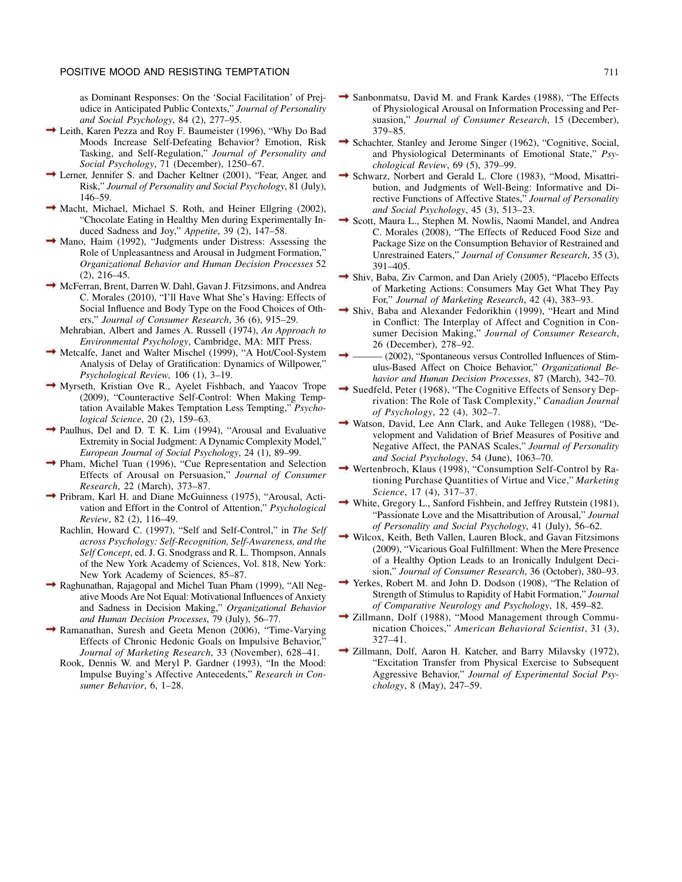as Dominant Responses: On the 'Social Facilitation' of Prejudice in Anticipated Public Contexts," *Journal of Personality and Social Psychology*, 84 (2), 277–95.

Leith, Karen Pezza and Roy F. Baumeister (1996), "Why Do Bad Moods Increase Self-Defeating Behavior? Emotion, Risk Tasking, and Self-Regulation," *Journal of Personality and Social Psychology*, 71 (December), 1250–67.

Lerner, Jennifer S. and Dacher Keltner (2001), "Fear, Anger, and Risk," *Journal of Personality and Social Psychology*, 81 (July), 146–59.

Macht, Michael, Michael S. Roth, and Heiner Ellgring (2002), "Chocolate Eating in Healthy Men during Experimentally Induced Sadness and Joy," *Appetite*, 39 (2), 147–58.

Mano, Haim (1992), "Judgments under Distress: Assessing the Role of Unpleasantness and Arousal in Judgment Formation," *Organizational Behavior and Human Decision Processes* 52 (2), 216–45.

McFerran, Brent, Darren W. Dahl, Gavan J. Fitzsimons, and Andrea C. Morales (2010), "I'll Have What She's Having: Effects of Social Influence and Body Type on the Food Choices of Others," *Journal of Consumer Research*, 36 (6), 915–29.

Mehrabian, Albert and James A. Russell (1974), *An Approach to Environmental Psychology*, Cambridge, MA: MIT Press.

Metcalfe, Janet and Walter Mischel (1999), "A Hot/Cool-System Analysis of Delay of Gratification: Dynamics of Willpower," *Psychological Review,* 106 (1), 3–19.

Myrseth, Kristian Ove R., Ayelet Fishbach, and Yaacov Trope (2009), "Counteractive Self-Control: When Making Temptation Available Makes Temptation Less Tempting," *Psychological Science*, 20 (2), 159–63.

Paulhus, Del and D. T. K. Lim (1994), "Arousal and Evaluative Extremity in Social Judgment: A Dynamic Complexity Model," *European Journal of Social Psychology*, 24 (1), 89–99.

Pham, Michel Tuan (1996), "Cue Representation and Selection Effects of Arousal on Persuasion," *Journal of Consumer Research*, 22 (March), 373–87.

Pribram, Karl H. and Diane McGuinness (1975), "Arousal, Activation and Effort in the Control of Attention," *Psychological Review*, 82 (2), 116–49.

Rachlin, Howard C. (1997), "Self and Self-Control," in *The Self across Psychology: Self-Recognition, Self-Awareness, and the Self Concept*, ed. J. G. Snodgrass and R. L. Thompson, Annals of the New York Academy of Sciences, Vol. 818, New York: New York Academy of Sciences, 85–87.

Raghunathan, Rajagopal and Michel Tuan Pham (1999), "All Negative Moods Are Not Equal: Motivational Influences of Anxiety and Sadness in Decision Making," *Organizational Behavior and Human Decision Processes*, 79 (July), 56–77.

Ramanathan, Suresh and Geeta Menon (2006), "Time-Varying Effects of Chronic Hedonic Goals on Impulsive Behavior," *Journal of Marketing Research*, 33 (November), 628–41.

Rook, Dennis W. and Meryl P. Gardner (1993), "In the Mood: Impulse Buying's Affective Antecedents," *Research in Consumer Behavior*, 6, 1–28.

Sanbonmatsu, David M. and Frank Kardes (1988), "The Effects of Physiological Arousal on Information Processing and Persuasion," *Journal of Consumer Research*, 15 (December), 379–85.

Schachter, Stanley and Jerome Singer (1962), "Cognitive, Social, and Physiological Determinants of Emotional State," *Psychological Review*, 69 (5), 379–99.

Schwarz, Norbert and Gerald L. Clore (1983), "Mood, Misattribution, and Judgments of Well-Being: Informative and Directive Functions of Affective States," *Journal of Personality and Social Psychology*, 45 (3), 513–23.

Scott, Maura L., Stephen M. Nowlis, Naomi Mandel, and Andrea C. Morales (2008), "The Effects of Reduced Food Size and Package Size on the Consumption Behavior of Restrained and Unrestrained Eaters," *Journal of Consumer Research*, 35 (3), 391–405.

Shiv, Baba, Ziv Carmon, and Dan Ariely (2005), "Placebo Effects of Marketing Actions: Consumers May Get What They Pay For," *Journal of Marketing Research*, 42 (4), 383–93.

Shiv, Baba and Alexander Fedorikhin (1999), "Heart and Mind in Conflict: The Interplay of Affect and Cognition in Consumer Decision Making," *Journal of Consumer Research*, 26 (December), 278–92.

——— (2002), "Spontaneous versus Controlled Influences of Stimulus-Based Affect on Choice Behavior," *Organizational Behavior and Human Decision Processes*, 87 (March), 342–70.

Suedfeld, Peter (1968), "The Cognitive Effects of Sensory Deprivation: The Role of Task Complexity," *Canadian Journal of Psychology*, 22 (4), 302–7.

Watson, David, Lee Ann Clark, and Auke Tellegen (1988), "Development and Validation of Brief Measures of Positive and Negative Affect, the PANAS Scales," *Journal of Personality and Social Psychology*, 54 (June), 1063–70.

Wertenbroch, Klaus (1998), "Consumption Self-Control by Rationing Purchase Quantities of Virtue and Vice," *Marketing Science*, 17 (4), 317–37.

White, Gregory L., Sanford Fishbein, and Jeffrey Rutstein (1981), "Passionate Love and the Misattribution of Arousal," *Journal of Personality and Social Psychology*, 41 (July), 56–62.

Wilcox, Keith, Beth Vallen, Lauren Block, and Gavan Fitzsimons (2009), "Vicarious Goal Fulfillment: When the Mere Presence of a Healthy Option Leads to an Ironically Indulgent Decision," *Journal of Consumer Research*, 36 (October), 380–93.

Yerkes, Robert M. and John D. Dodson (1908), "The Relation of Strength of Stimulus to Rapidity of Habit Formation," *Journal of Comparative Neurology and Psychology*, 18, 459–82.

Zillmann, Dolf (1988), "Mood Management through Communication Choices," *American Behavioral Scientist*, 31 (3), 327–41.

Zillmann, Dolf, Aaron H. Katcher, and Barry Milavsky (1972), "Excitation Transfer from Physical Exercise to Subsequent Aggressive Behavior," *Journal of Experimental Social Psychology*, 8 (May), 247–59.